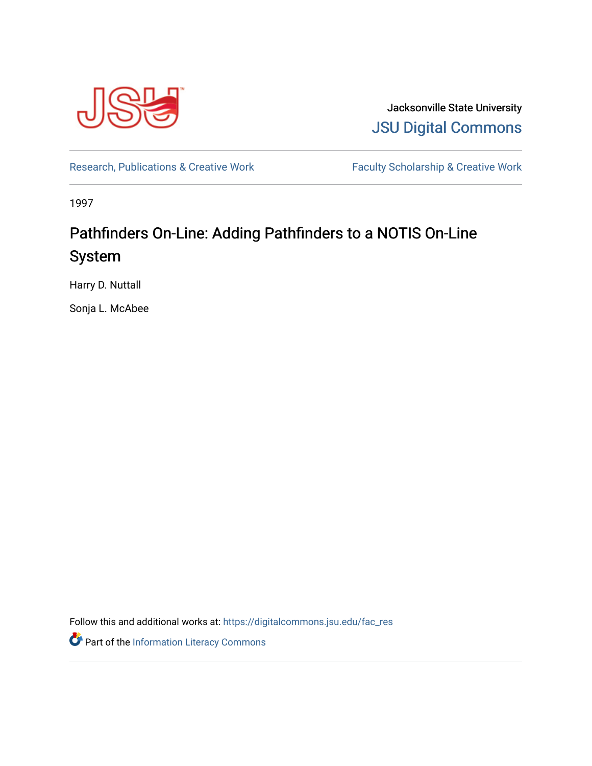Jacksonville State University

JSU Digital Commons

Research, Publications & Creative Work

Faculty Scholarship & Creative Work

1997

# Pathfinders On-Line: Adding Pathfinders to a NOTIS On-Line System

Harry D. Nuttall

Sonja L. McAbee

Follow this and additional works at: https://digitalcommons.jsu.edu/fac_res

Part of the Information Literacy Commons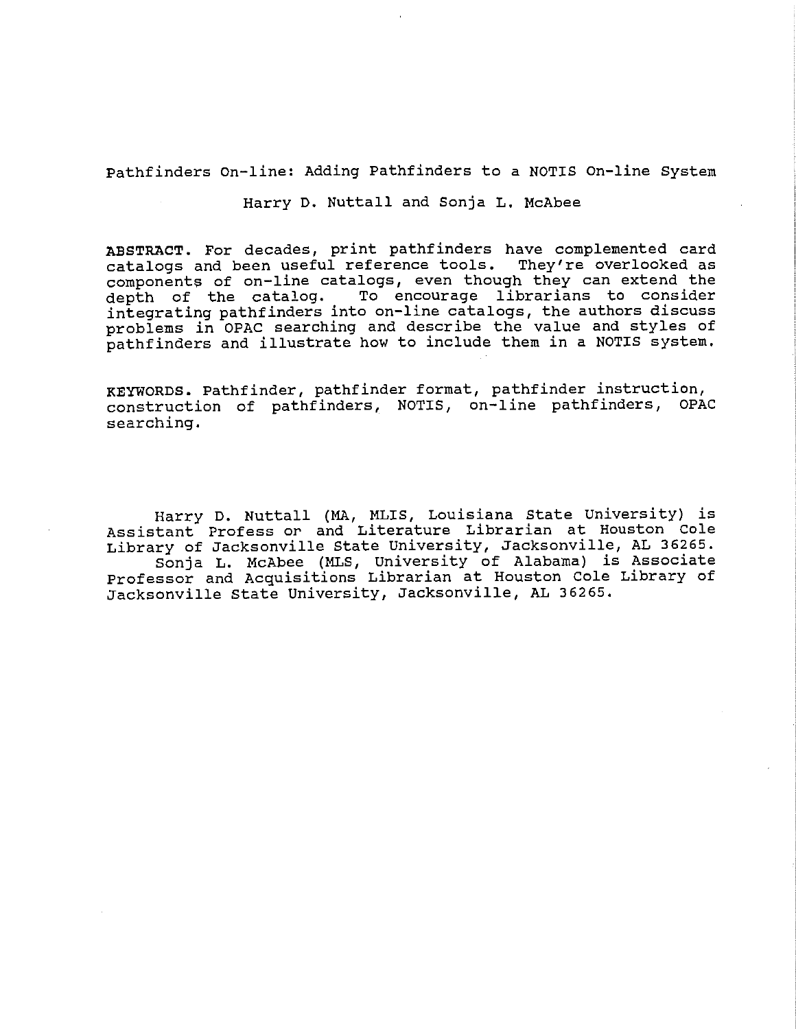# Pathfinders On-line: Adding Pathfinders to a NOTIS On-line System

Harry D. Nuttall and Sonja L. McAbee

**ABSTRACT.** For decades, print pathfinders have complemented card catalogs and been useful reference tools. They're overlooked as components of on-line catalogs, even though they can extend the depth of the catalog. To encourage librarians to consider integrating pathfinders into on-line catalogs, the authors discuss problems in OPAC searching and describe the value and styles of pathfinders and illustrate how to include them in a NOTIS system.

**KEYWORDS.** Pathfinder, pathfinder format, pathfinder instruction, construction of pathfinders, NOTIS, on-line pathfinders, OPAC searching.

Harry D. Nuttall (MA, MLIS, Louisiana State University) is Assistant Profess or and Literature Librarian at Houston Cole Library of Jacksonville State University, Jacksonville, AL 36265.

Sonja L. McAbee (MLS, University of Alabama) is Associate Professor and Acquisitions Librarian at Houston Cole Library of Jacksonville State University, Jacksonville, AL 36265.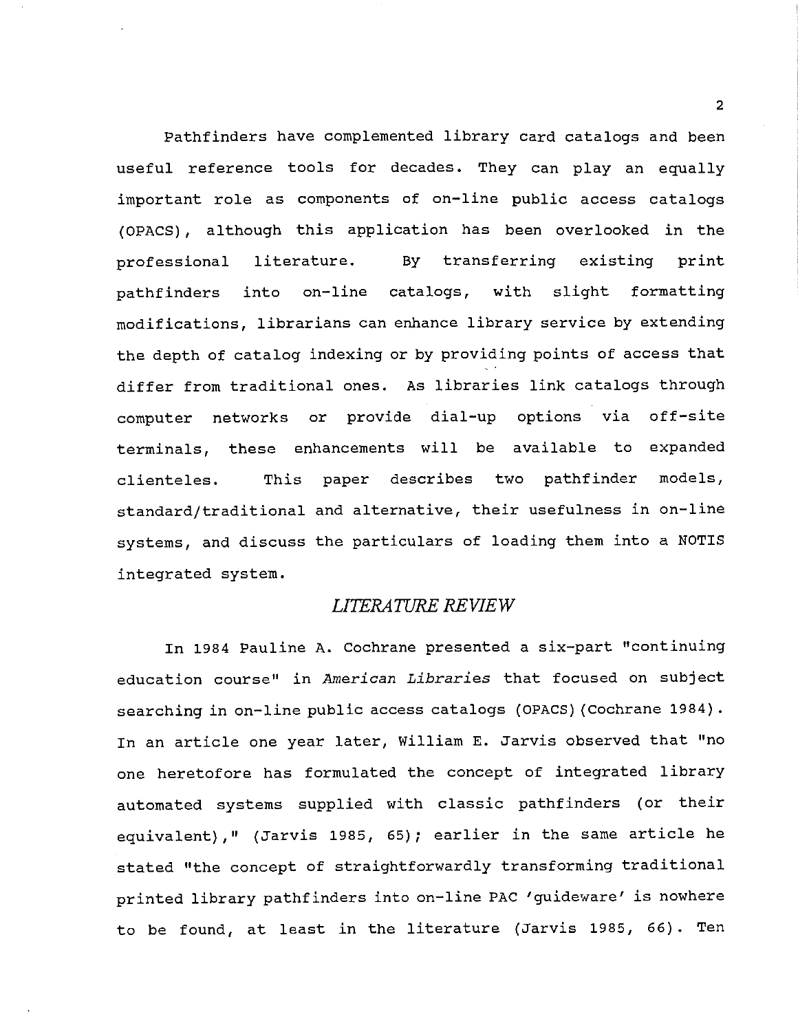Pathfinders have complemented library card catalogs and been useful reference tools for decades. They can play an equally important role as components of on-line public access catalogs (OPACS), although this application has been overlooked in the professional literature. By transferring existing print pathfinders into on-line catalogs, with slight formatting modifications, librarians can enhance library service by extending the depth of catalog indexing or by providing points of access that differ from traditional ones. As libraries link catalogs through computer networks or provide dial-up options via off-site terminals, these enhancements will be available to expanded clienteles. This paper describes two pathfinder models, standard/traditional and alternative, their usefulness in on-line systems, and discuss the particulars of loading them into a NOTIS integrated system.

## *LITERATURE REVIEW*

In 1984 Pauline A. Cochrane presented a six-part "continuing education course" in *American Libraries* that focused on subject searching in on-line public access catalogs (OPACS) (Cochrane 1984). In an article one year later, William E. Jarvis observed that "no one heretofore has formulated the concept of integrated library automated systems supplied with classic pathfinders (or their equivalent)," (Jarvis 1985, 65); earlier in the same article he stated "the concept of straightforwardly transforming traditional printed library pathfinders into on-line PAC 'guideware' is nowhere to be found, at least in the literature (Jarvis 1985, 66). Ten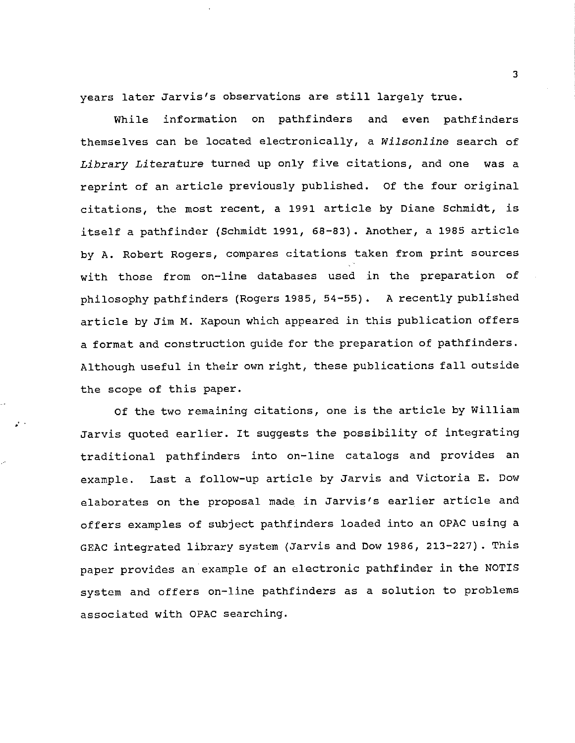years later Jarvis's observations are still largely true.

While information on pathfinders and even pathfinders themselves can be located electronically, a *Wilsonline* search of *Library Literature* turned up only five citations, and one was a reprint of an article previously published. Of the four original citations, the most recent, a 1991 article by Diane Schmidt, is itself a pathfinder (Schmidt 1991, 68-83). Another, a 1985 article by A. Robert Rogers, compares citations taken from print sources with those from on-line databases used in the preparation of philosophy pathfinders (Rogers 1985, 54-55). A recently published article by Jim M. Kapoun which appeared in this publication offers a format and construction guide for the preparation of pathfinders. Although useful in their own right, these publications fall outside the scope of this paper.

Of the two remaining citations, one is the article by William Jarvis quoted earlier. It suggests the possibility of integrating traditional pathfinders into on-line catalogs and provides an example. Last a follow-up article by Jarvis and Victoria E. Dow elaborates on the proposal made in Jarvis's earlier article and offers examples of subject pathfinders loaded into an OPAC using a GEAC integrated library system (Jarvis and Dow 1986, 213-227). This paper provides an example of an electronic pathfinder in the NOTIS system and offers on-line pathfinders as a solution to problems associated with OPAC searching.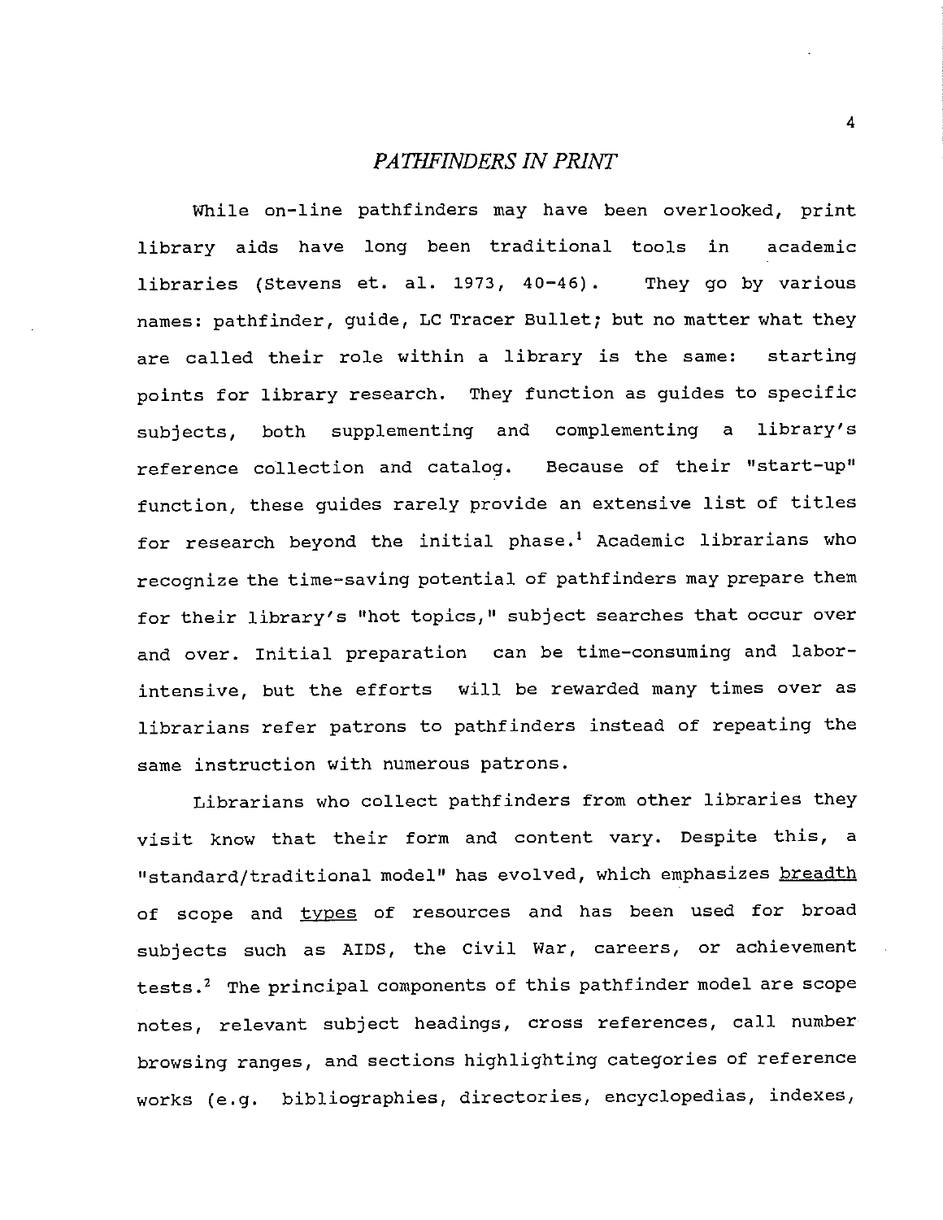## *PATHFINDERS IN PRINT*

While on-line pathfinders may have been overlooked, print library aids have long been traditional tools in academic libraries (Stevens et. al. 1973, 40-46). They go by various names: pathfinder, guide, LC Tracer Bullet; but no matter what they are called their role within a library is the same: starting points for library research. They function as guides to specific subjects, both supplementing and complementing a library's reference collection and catalog. Because of their "start-up" function, these guides rarely provide an extensive list of titles for research beyond the initial phase.[1] Academic librarians who recognize the time-saving potential of pathfinders may prepare them for their library's "hot topics," subject searches that occur over and over. Initial preparation can be time-consuming and labor-intensive, but the efforts will be rewarded many times over as librarians refer patrons to pathfinders instead of repeating the same instruction with numerous patrons.

Librarians who collect pathfinders from other libraries they visit know that their form and content vary. Despite this, a "standard/traditional model" has evolved, which emphasizes <u>breadth</u> of scope and <u>types</u> of resources and has been used for broad subjects such as AIDS, the Civil War, careers, or achievement tests.[2] The principal components of this pathfinder model are scope notes, relevant subject headings, cross references, call number browsing ranges, and sections highlighting categories of reference works (e.g. bibliographies, directories, encyclopedias, indexes,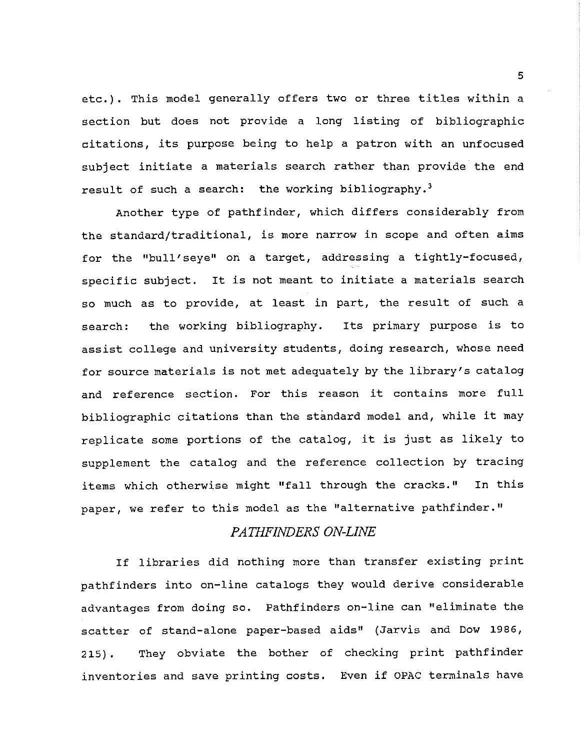etc.). This model generally offers two or three titles within a section but does not provide a long listing of bibliographic citations, its purpose being to help a patron with an unfocused subject initiate a materials search rather than provide the end result of such a search: the working bibliography.[3]

Another type of pathfinder, which differs considerably from the standard/traditional, is more narrow in scope and often aims for the "bull'seye" on a target, addressing a tightly-focused, specific subject. It is not meant to initiate a materials search so much as to provide, at least in part, the result of such a search: the working bibliography. Its primary purpose is to assist college and university students, doing research, whose need for source materials is not met adequately by the library's catalog and reference section. For this reason it contains more full bibliographic citations than the standard model and, while it may replicate some portions of the catalog, it is just as likely to supplement the catalog and the reference collection by tracing items which otherwise might "fall through the cracks." In this paper, we refer to this model as the "alternative pathfinder."

## *PATHFINDERS ON-LINE*

If libraries did nothing more than transfer existing print pathfinders into on-line catalogs they would derive considerable advantages from doing so. Pathfinders on-line can "eliminate the scatter of stand-alone paper-based aids" (Jarvis and Dow 1986, 215). They obviate the bother of checking print pathfinder inventories and save printing costs. Even if OPAC terminals have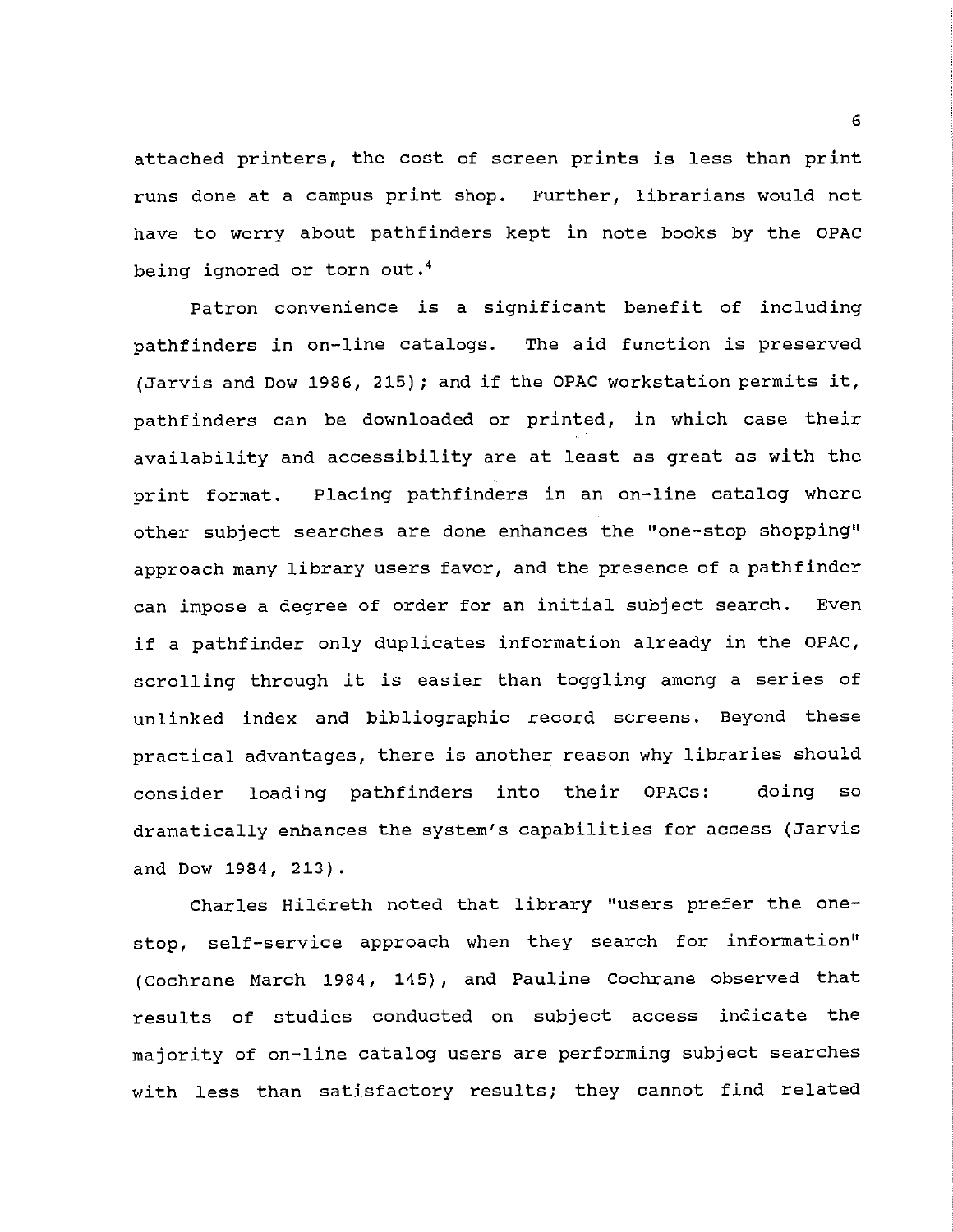attached printers, the cost of screen prints is less than print runs done at a campus print shop. Further, librarians would not have to worry about pathfinders kept in note books by the OPAC being ignored or torn out.[4]

Patron convenience is a significant benefit of including pathfinders in on-line catalogs. The aid function is preserved (Jarvis and Dow 1986, 215); and if the OPAC workstation permits it, pathfinders can be downloaded or printed, in which case their availability and accessibility are at least as great as with the print format. Placing pathfinders in an on-line catalog where other subject searches are done enhances the "one-stop shopping" approach many library users favor, and the presence of a pathfinder can impose a degree of order for an initial subject search. Even if a pathfinder only duplicates information already in the OPAC, scrolling through it is easier than toggling among a series of unlinked index and bibliographic record screens. Beyond these practical advantages, there is another reason why libraries should consider loading pathfinders into their OPACs: doing so dramatically enhances the system's capabilities for access (Jarvis and Dow 1984, 213).

Charles Hildreth noted that library "users prefer the one-stop, self-service approach when they search for information" (Cochrane March 1984, 145), and Pauline Cochrane observed that results of studies conducted on subject access indicate the majority of on-line catalog users are performing subject searches with less than satisfactory results; they cannot find related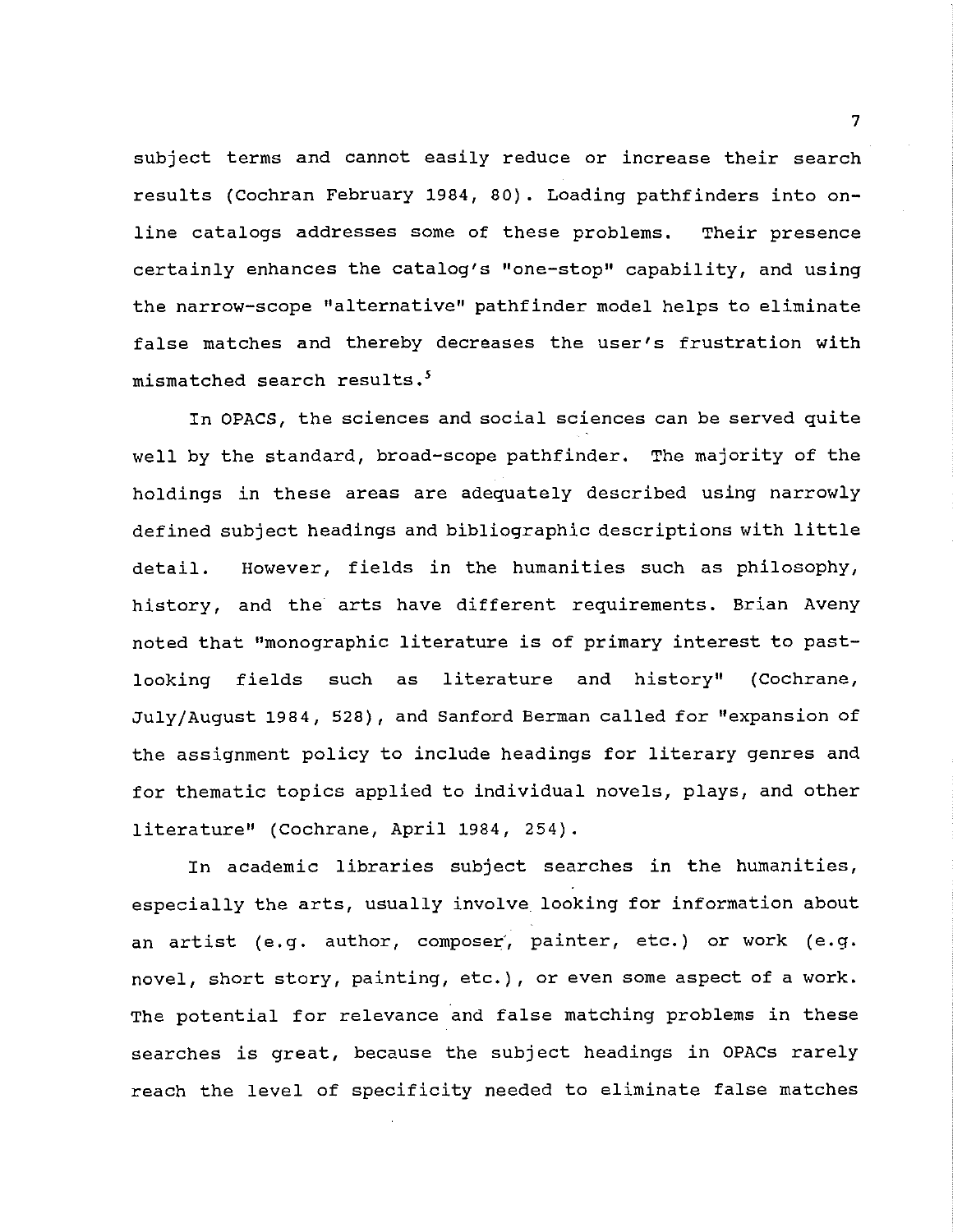subject terms and cannot easily reduce or increase their search results (Cochran February 1984, 80). Loading pathfinders into on-line catalogs addresses some of these problems. Their presence certainly enhances the catalog's "one-stop" capability, and using the narrow-scope "alternative" pathfinder model helps to eliminate false matches and thereby decreases the user's frustration with mismatched search results.[5]

In OPACS, the sciences and social sciences can be served quite well by the standard, broad-scope pathfinder. The majority of the holdings in these areas are adequately described using narrowly defined subject headings and bibliographic descriptions with little detail. However, fields in the humanities such as philosophy, history, and the arts have different requirements. Brian Aveny noted that "monographic literature is of primary interest to past-looking fields such as literature and history" (Cochrane, July/August 1984, 528), and Sanford Berman called for "expansion of the assignment policy to include headings for literary genres and for thematic topics applied to individual novels, plays, and other literature" (Cochrane, April 1984, 254).

In academic libraries subject searches in the humanities, especially the arts, usually involve looking for information about an artist (e.g. author, composer, painter, etc.) or work (e.g. novel, short story, painting, etc.), or even some aspect of a work. The potential for relevance and false matching problems in these searches is great, because the subject headings in OPACs rarely reach the level of specificity needed to eliminate false matches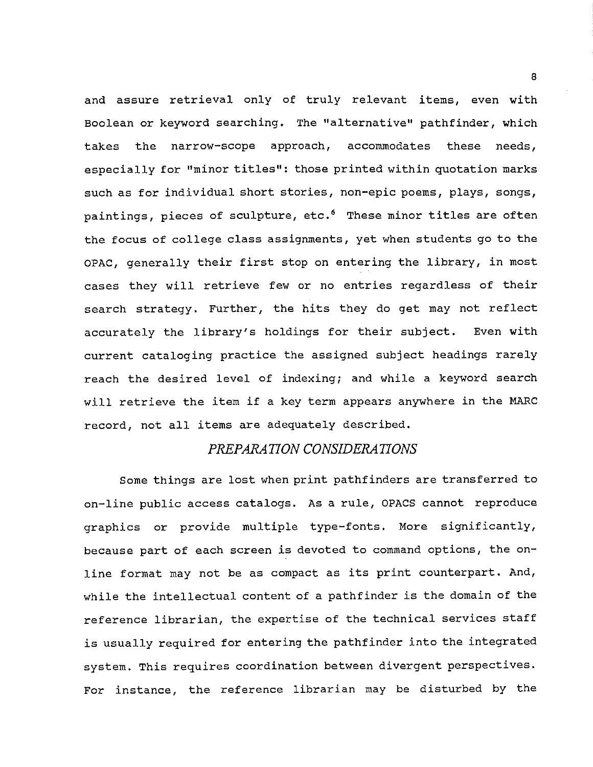and assure retrieval only of truly relevant items, even with Boolean or keyword searching. The "alternative" pathfinder, which takes the narrow-scope approach, accommodates these needs, especially for "minor titles": those printed within quotation marks such as for individual short stories, non-epic poems, plays, songs, paintings, pieces of sculpture, etc.[6] These minor titles are often the focus of college class assignments, yet when students go to the OPAC, generally their first stop on entering the library, in most cases they will retrieve few or no entries regardless of their search strategy. Further, the hits they do get may not reflect accurately the library's holdings for their subject. Even with current cataloging practice the assigned subject headings rarely reach the desired level of indexing; and while a keyword search will retrieve the item if a key term appears anywhere in the MARC record, not all items are adequately described.

## *PREPARATION CONSIDERATIONS*

Some things are lost when print pathfinders are transferred to on-line public access catalogs. As a rule, OPACS cannot reproduce graphics or provide multiple type-fonts. More significantly, because part of each screen is devoted to command options, the on-line format may not be as compact as its print counterpart. And, while the intellectual content of a pathfinder is the domain of the reference librarian, the expertise of the technical services staff is usually required for entering the pathfinder into the integrated system. This requires coordination between divergent perspectives. For instance, the reference librarian may be disturbed by the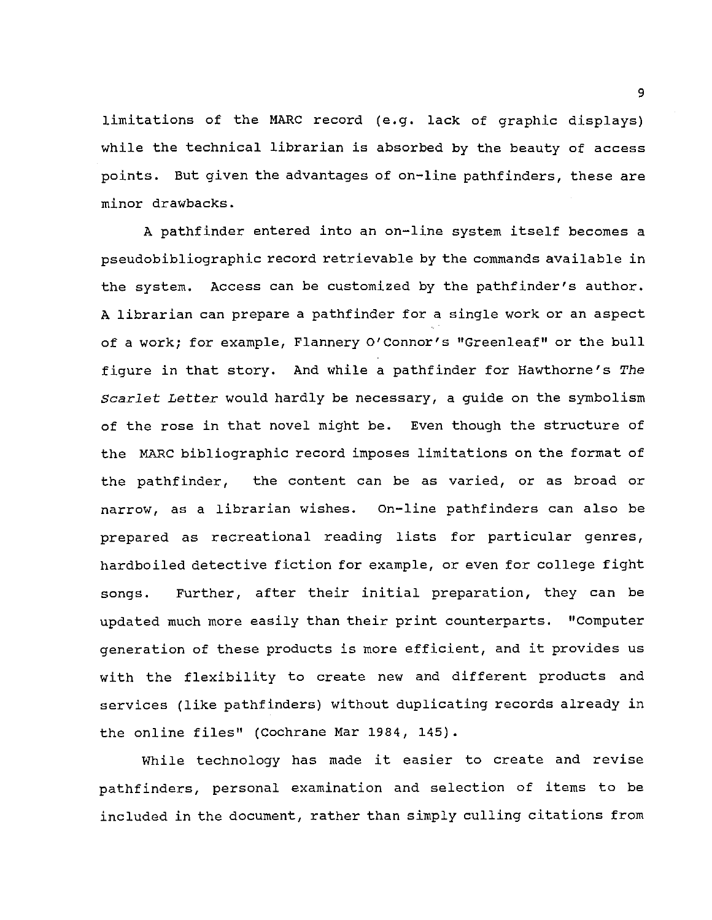limitations of the MARC record (e.g. lack of graphic displays) while the technical librarian is absorbed by the beauty of access points. But given the advantages of on-line pathfinders, these are minor drawbacks.

A pathfinder entered into an on-line system itself becomes a pseudobibliographic record retrievable by the commands available in the system. Access can be customized by the pathfinder's author. A librarian can prepare a pathfinder for a single work or an aspect of a work; for example, Flannery O'Connor's "Greenleaf" or the bull figure in that story. And while a pathfinder for Hawthorne's *The Scarlet Letter* would hardly be necessary, a guide on the symbolism of the rose in that novel might be. Even though the structure of the MARC bibliographic record imposes limitations on the format of the pathfinder, the content can be as varied, or as broad or narrow, as a librarian wishes. On-line pathfinders can also be prepared as recreational reading lists for particular genres, hardboiled detective fiction for example, or even for college fight songs. Further, after their initial preparation, they can be updated much more easily than their print counterparts. "Computer generation of these products is more efficient, and it provides us with the flexibility to create new and different products and services (like pathfinders) without duplicating records already in the online files" (Cochrane Mar 1984, 145).

While technology has made it easier to create and revise pathfinders, personal examination and selection of items to be included in the document, rather than simply culling citations from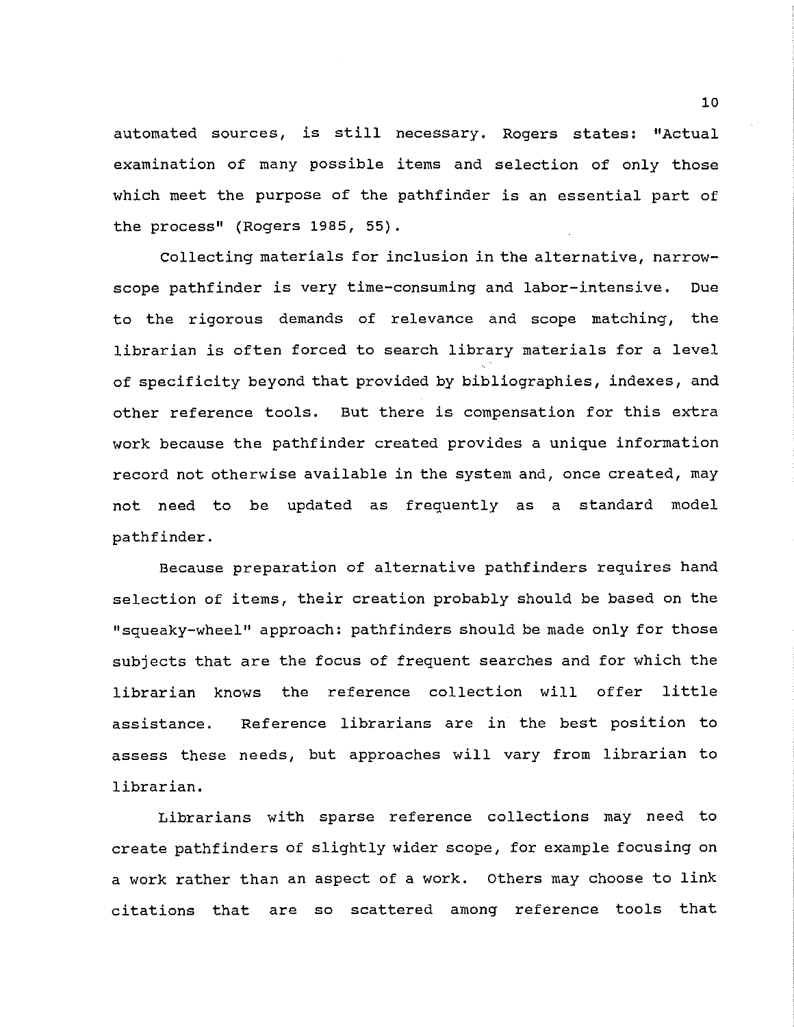automated sources, is still necessary. Rogers states: "Actual examination of many possible items and selection of only those which meet the purpose of the pathfinder is an essential part of the process" (Rogers 1985, 55).

Collecting materials for inclusion in the alternative, narrow-scope pathfinder is very time-consuming and labor-intensive. Due to the rigorous demands of relevance and scope matching, the librarian is often forced to search library materials for a level of specificity beyond that provided by bibliographies, indexes, and other reference tools. But there is compensation for this extra work because the pathfinder created provides a unique information record not otherwise available in the system and, once created, may not need to be updated as frequently as a standard model pathfinder.

Because preparation of alternative pathfinders requires hand selection of items, their creation probably should be based on the "squeaky-wheel" approach: pathfinders should be made only for those subjects that are the focus of frequent searches and for which the librarian knows the reference collection will offer little assistance. Reference librarians are in the best position to assess these needs, but approaches will vary from librarian to librarian.

Librarians with sparse reference collections may need to create pathfinders of slightly wider scope, for example focusing on a work rather than an aspect of a work. Others may choose to link citations that are so scattered among reference tools that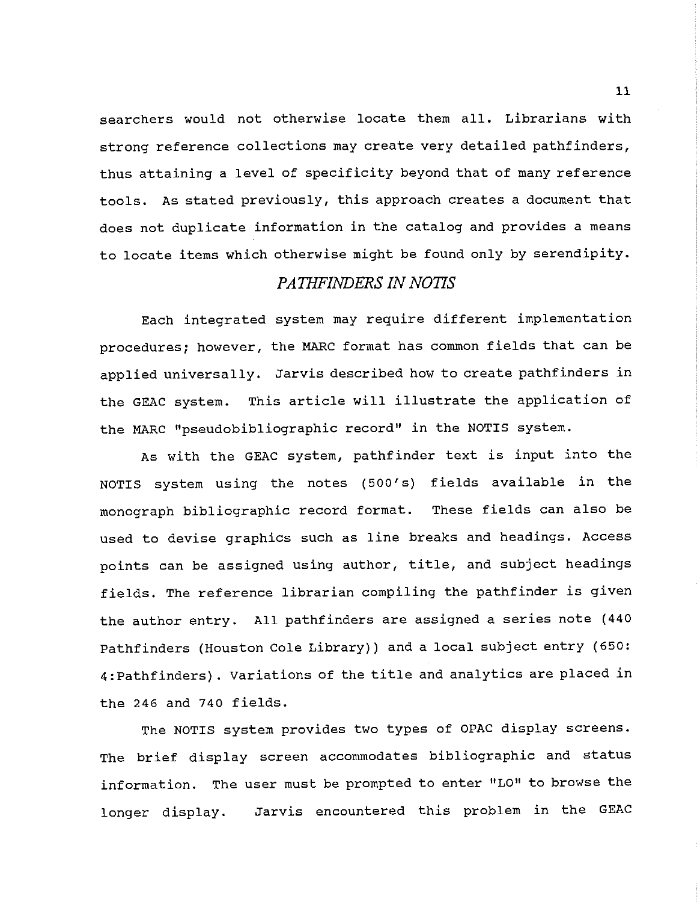searchers would not otherwise locate them all. Librarians with strong reference collections may create very detailed pathfinders, thus attaining a level of specificity beyond that of many reference tools. As stated previously, this approach creates a document that does not duplicate information in the catalog and provides a means to locate items which otherwise might be found only by serendipity.

## *PATHFINDERS IN NOTIS*

Each integrated system may require different implementation procedures; however, the MARC format has common fields that can be applied universally. Jarvis described how to create pathfinders in the GEAC system. This article will illustrate the application of the MARC "pseudobibliographic record" in the NOTIS system.

As with the GEAC system, pathfinder text is input into the NOTIS system using the notes (500's) fields available in the monograph bibliographic record format. These fields can also be used to devise graphics such as line breaks and headings. Access points can be assigned using author, title, and subject headings fields. The reference librarian compiling the pathfinder is given the author entry. All pathfinders are assigned a series note (440 Pathfinders (Houston Cole Library)) and a local subject entry (650: 4:Pathfinders). Variations of the title and analytics are placed in the 246 and 740 fields.

The NOTIS system provides two types of OPAC display screens. The brief display screen accommodates bibliographic and status information. The user must be prompted to enter "LO" to browse the longer display. Jarvis encountered this problem in the GEAC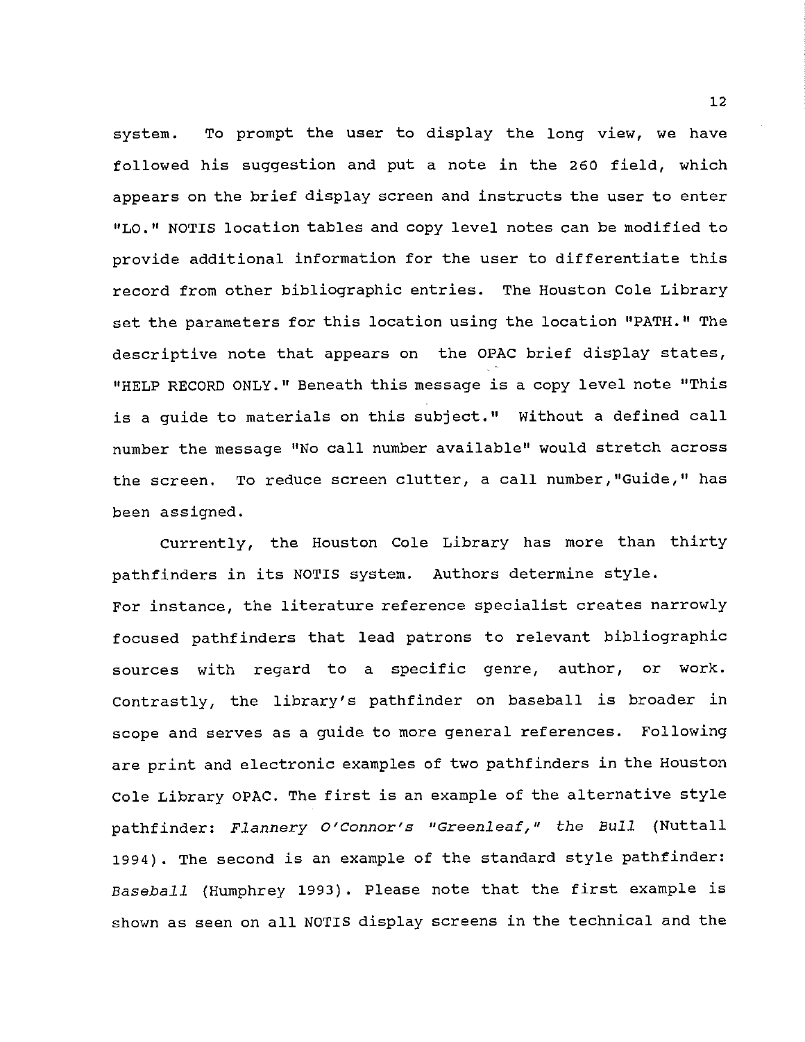system. To prompt the user to display the long view, we have followed his suggestion and put a note in the 260 field, which appears on the brief display screen and instructs the user to enter "LO." NOTIS location tables and copy level notes can be modified to provide additional information for the user to differentiate this record from other bibliographic entries. The Houston Cole Library set the parameters for this location using the location "PATH." The descriptive note that appears on the OPAC brief display states, "HELP RECORD ONLY." Beneath this message is a copy level note "This is a guide to materials on this subject." Without a defined call number the message "No call number available" would stretch across the screen. To reduce screen clutter, a call number,"Guide," has been assigned.

Currently, the Houston Cole Library has more than thirty pathfinders in its NOTIS system. Authors determine style. For instance, the literature reference specialist creates narrowly focused pathfinders that lead patrons to relevant bibliographic sources with regard to a specific genre, author, or work. Contrastly, the library's pathfinder on baseball is broader in scope and serves as a guide to more general references. Following are print and electronic examples of two pathfinders in the Houston Cole Library OPAC. The first is an example of the alternative style pathfinder: *Flannery O'Connor's "Greenleaf," the Bull* (Nuttall 1994). The second is an example of the standard style pathfinder: *Baseball* (Humphrey 1993). Please note that the first example is shown as seen on all NOTIS display screens in the technical and the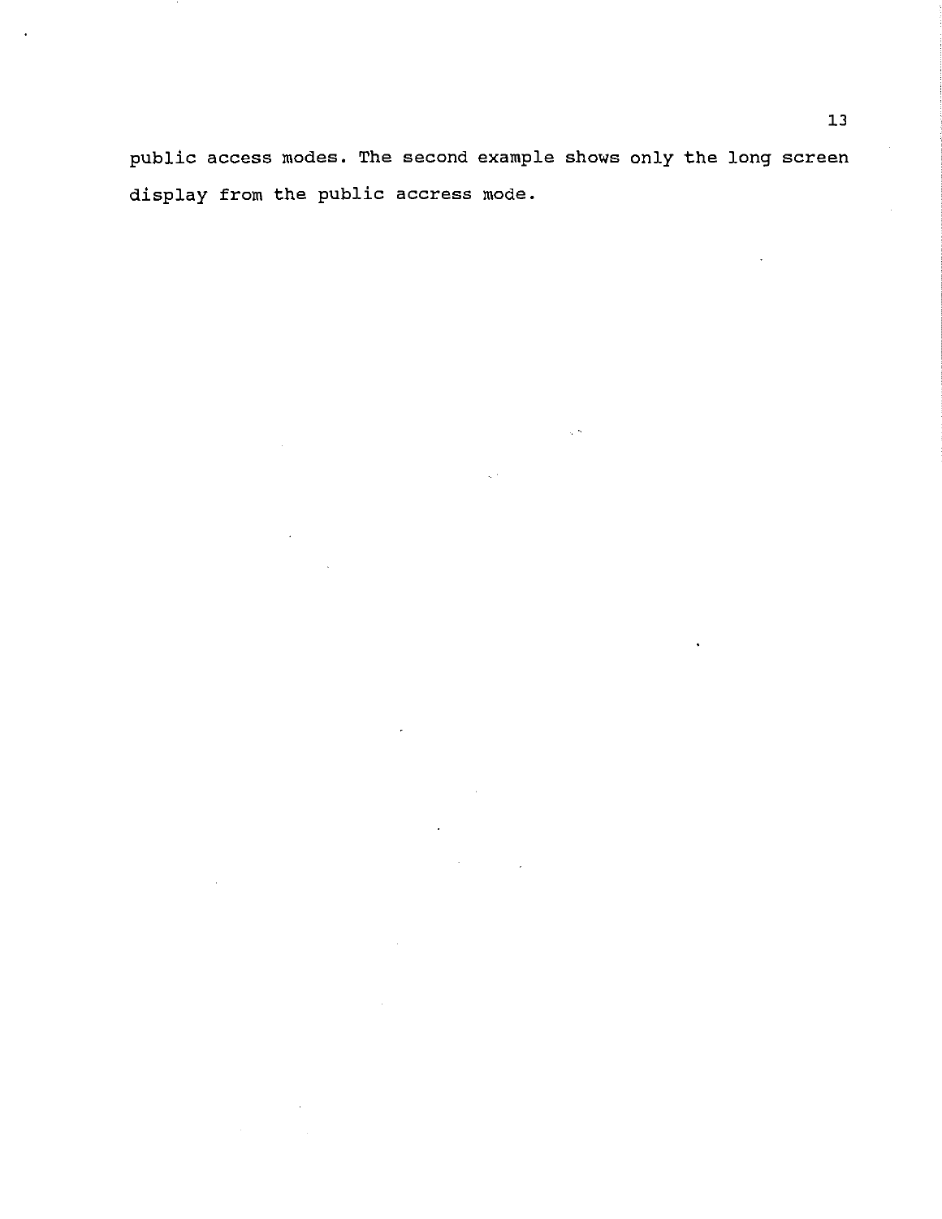public access modes. The second example shows only the long screen display from the public accress mode.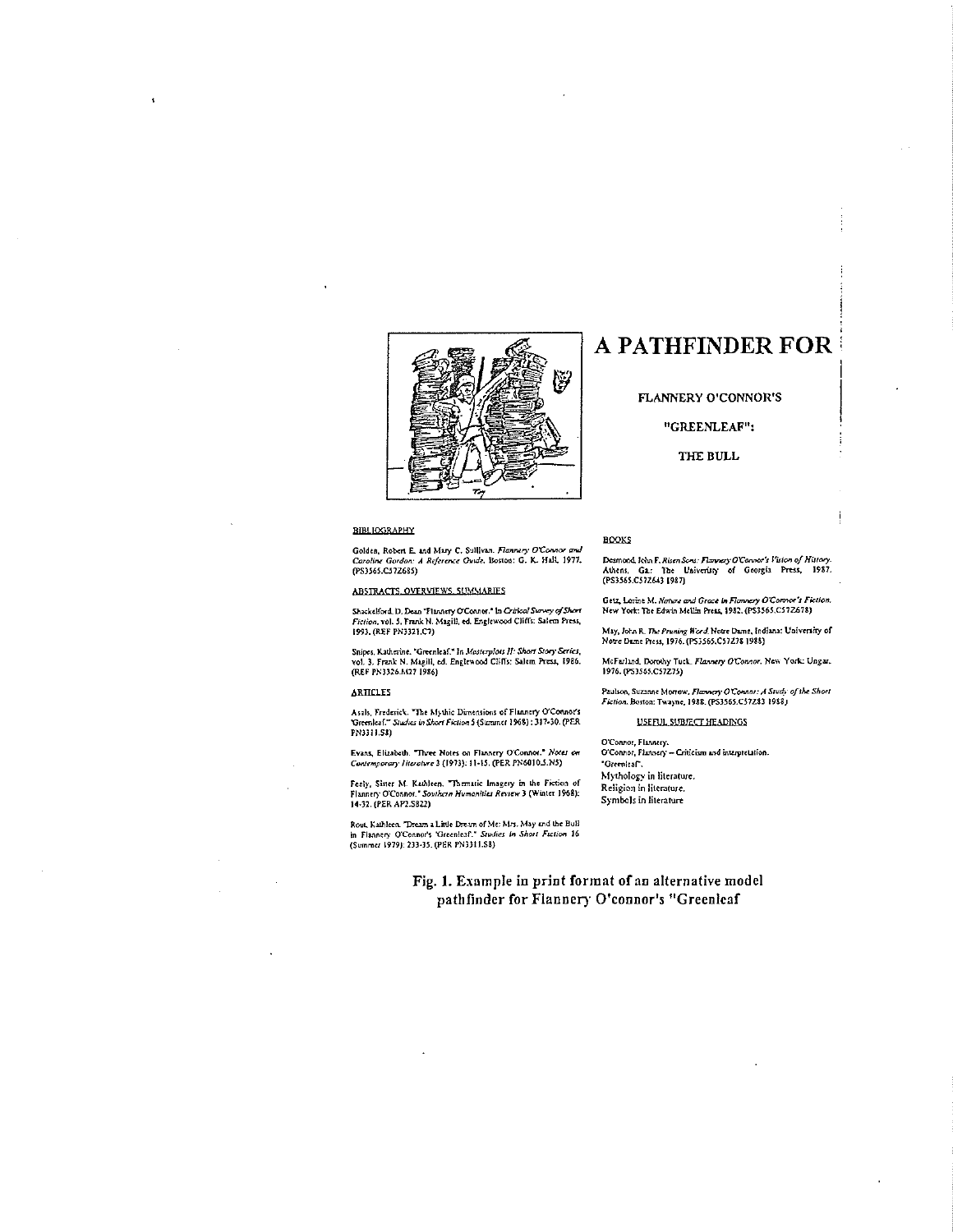# A PATHFINDER FOR

FLANNERY O'CONNOR'S

"GREENLEAF":

THE BULL

BIBLIOGRAPHY

Golden, Robert E. and Mary C. Sullivan. *Flannery O'Connor and Caroline Gordon: A Reference Guide.* Boston: G. K. Hall, 1977. (PS3565.C57Z685)

ABSTRACTS, OVERVIEWS, SUMMARIES

Shackelford, D. Dean "Flannery O'Connor." In *Critical Survey of Short Fiction*, vol. 5, Frank N. Magill, ed. Englewood Cliffs: Salem Press, 1993. (REF PN3321.C7)

Snipes, Katherine. "Greenleaf." In *Masterplots II: Short Story Series*, vol. 3. Frank N. Magill, ed. Englewood Cliffs: Salem Press, 1986. (REF PN3326.M27 1986)

ARTICLES

Asals, Frederick. "The Mythic Dimensions of Flannery O'Connor's 'Greenleaf.'" *Studies in Short Fiction* 5 (Summer 1968): 317-30. (PER PN3311.S8)

Evans, Elizabeth. "Three Notes on Flannery O'Connor." *Notes on Contemporary Literature* 3 (1973): 11-15. (PER PN6010.5.N5)

Feely, Sister M. Kathleen. "Thematic Imagery in the Fiction of Flannery O'Connor." *Southern Humanities Review* 3 (Winter 1968): 14-32. (PER AP2.S822)

Rout, Kathleen. "Dream a Little Dream of Me: Mrs. May and the Bull in Flannery O'Connor's 'Greenleaf.'" *Studies in Short Fiction* 16 (Summer 1979): 233-35. (PER PN3311.S8)

BOOKS

Desmond, John F. *Risen Sons: Flannery O'Connor's Vision of History.* Athens, Ga.: The University of Georgia Press, 1987. (PS3565.C57Z643 1987)

Getz, Lorine M. *Nature and Grace in Flannery O'Connor's Fiction.* New York: The Edwin Mellin Press, 1982. (PS3565.C57Z678)

May, John R. *The Pruning Word.* Notre Dame, Indiana: University of Notre Dame Press, 1976. (PS3565.C57Z78 1988)

McFarland, Dorothy Tuck. *Flannery O'Connor.* New York: Ungar, 1976. (PS3565.C57Z75)

Paulson, Suzanne Morrow. *Flannery O'Connor: A Study of the Short Fiction.* Boston: Twayne, 1988. (PS3565.C57Z83 1988)

USEFUL SUBJECT HEADINGS

O'Connor, Flannery.
O'Connor, Flannery -- Criticism and interpretation.
"Greenleaf".
Mythology in literature.
Religion in literature.
Symbols in literature

Fig. 1. Example in print format of an alternative model pathfinder for Flannery O'connor's "Greenleaf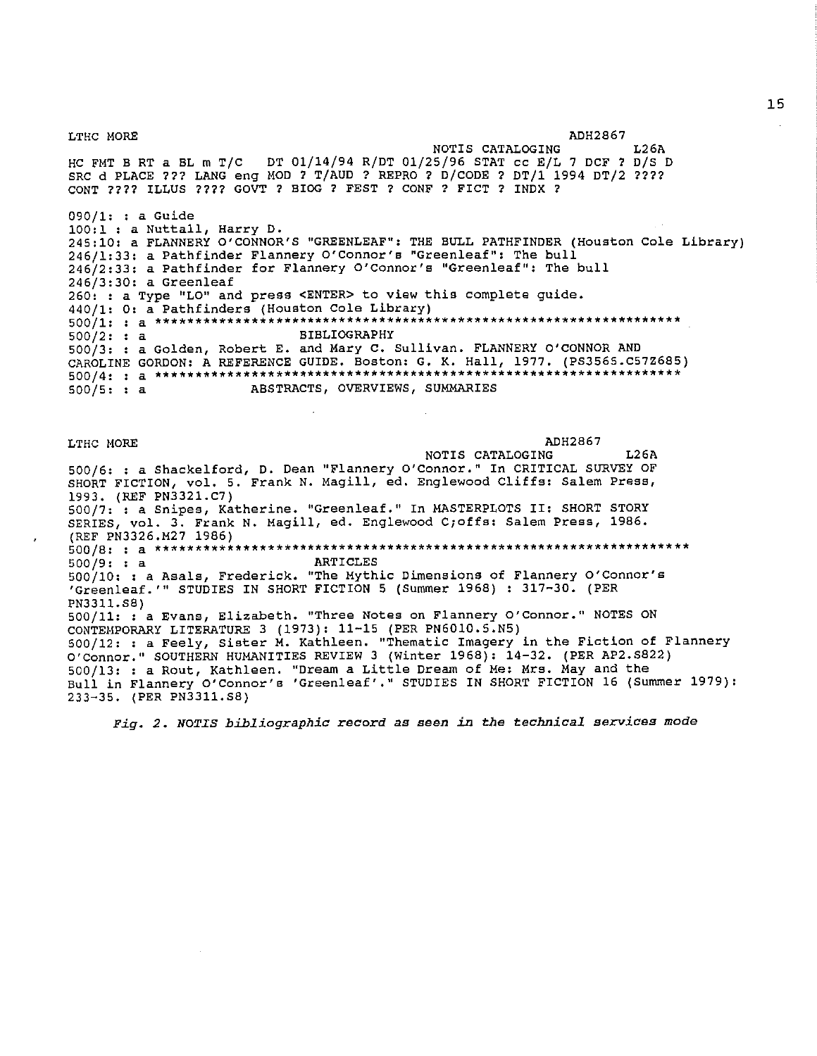```
LTHC MORE                                                    ADH2867
                                             NOTIS CATALOGING       L26A
HC FMT B RT a BL m T/C   DT 01/14/94 R/DT 01/25/96 STAT cc E/L 7 DCF ? D/S D
SRC d PLACE ??? LANG eng MOD ? T/AUD ? REPRO ? D/CODE ? DT/1 1994 DT/2 ????
CONT ???? ILLUS ???? GOVT ? BIOG ? FEST ? CONF ? FICT ? INDX ?

090/1: : a Guide
100:1 : a Nuttall, Harry D.
245:10: a FLANNERY O'CONNOR'S "GREENLEAF": THE BULL PATHFINDER (Houston Cole Library)
246/1:33: a Pathfinder Flannery O'Connor's "Greenleaf": The bull
246/2:33: a Pathfinder for Flannery O'Connor's "Greenleaf": The bull
246/3:30: a Greenleaf
260: : a Type "LO" and press <ENTER> to view this complete guide.
440/1: 0: a Pathfinders (Houston Cole Library)
500/1: : a *******************************************************************
500/2: : a                     BIBLIOGRAPHY
500/3: : a Golden, Robert E. and Mary C. Sullivan. FLANNERY O'CONNOR AND
CAROLINE GORDON: A REFERENCE GUIDE. Boston: G. K. Hall, 1977. (PS3565.C57Z685)
500/4: : a *******************************************************************
500/5: : a              ABSTRACTS, OVERVIEWS, SUMMARIES


LTHC MORE                                                    ADH2867
                                             NOTIS CATALOGING       L26A
500/6: : a Shackelford, D. Dean "Flannery O'Connor." In CRITICAL SURVEY OF
SHORT FICTION, vol. 5. Frank N. Magill, ed. Englewood Cliffs: Salem Press,
1993. (REF PN3321.C7)
500/7: : a Snipes, Katherine. "Greenleaf." In MASTERPLOTS II: SHORT STORY
SERIES, vol. 3. Frank N. Magill, ed. Englewood C;offs: Salem Press, 1986.
(REF PN3326.M27 1986)
500/8: : a *******************************************************************
500/9: : a                     ARTICLES
500/10: : a Asals, Frederick. "The Mythic Dimensions of Flannery O'Connor's
'Greenleaf.'" STUDIES IN SHORT FICTION 5 (Summer 1968) : 317-30. (PER
PN3311.S8)
500/11: : a Evans, Elizabeth. "Three Notes on Flannery O'Connor." NOTES ON
CONTEMPORARY LITERATURE 3 (1973): 11-15 (PER PN6010.5.N5)
500/12: : a Feely, Sister M. Kathleen. "Thematic Imagery in the Fiction of Flannery
O'Connor." SOUTHERN HUMANITIES REVIEW 3 (Winter 1968): 14-32. (PER AP2.S822)
500/13: : a Rout, Kathleen. "Dream a Little Dream of Me: Mrs. May and the
Bull in Flannery O'Connor's 'Greenleaf'." STUDIES IN SHORT FICTION 16 (Summer 1979):
233-35. (PER PN3311.S8)
```

*Fig. 2. NOTIS bibliographic record as seen in the technical services mode*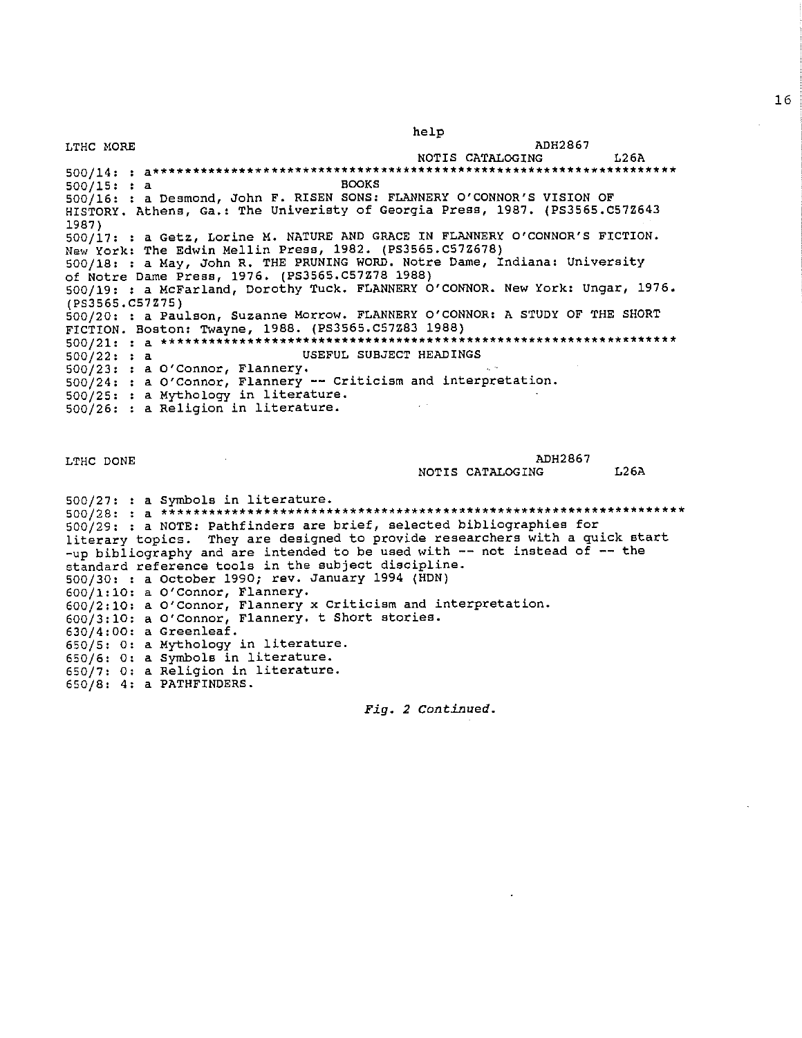```
                                   help
LTHC MORE                                            ADH2867
                                           NOTIS CATALOGING        L26A
500/14: : a*********************************************************************
500/15: : a                          BOOKS
500/16: : a Desmond, John F. RISEN SONS: FLANNERY O'CONNOR'S VISION OF
HISTORY. Athens, Ga.: The Univeristy of Georgia Press, 1987. (PS3565.C57Z643
1987)
500/17: : a Getz, Lorine M. NATURE AND GRACE IN FLANNERY O'CONNOR'S FICTION.
New York: The Edwin Mellin Press, 1982. (PS3565.C57Z678)
500/18: : a May, John R. THE PRUNING WORD. Notre Dame, Indiana: University
of Notre Dame Press, 1976. (PS3565.C57Z78 1988)
500/19: : a McFarland, Dorothy Tuck. FLANNERY O'CONNOR. New York: Ungar, 1976.
(PS3565.C57Z75)
500/20: : a Paulson, Suzanne Morrow. FLANNERY O'CONNOR: A STUDY OF THE SHORT
FICTION. Boston: Twayne, 1988. (PS3565.C57Z83 1988)
500/21: : a ********************************************************************
500/22: : a                   USEFUL SUBJECT HEADINGS
500/23: : a O'Connor, Flannery.
500/24: : a O'Connor, Flannery -- Criticism and interpretation.
500/25: : a Mythology in literature.
500/26: : a Religion in literature.


LTHC DONE                                            ADH2867
                                           NOTIS CATALOGING        L26A

500/27: : a Symbols in literature.
500/28: : a *********************************************************************
500/29: : a NOTE: Pathfinders are brief, selected bibliographies for
literary topics.  They are designed to provide researchers with a quick start
-up bibliography and are intended to be used with -- not instead of -- the
standard reference tools in the subject discipline.
500/30: : a October 1990; rev. January 1994 (HDN)
600/1:10: a O'Connor, Flannery.
600/2:10: a O'Connor, Flannery x Criticism and interpretation.
600/3:10: a O'Connor, Flannery. t Short stories.
630/4:00: a Greenleaf.
650/5: 0: a Mythology in literature.
650/6: 0: a Symbols in literature.
650/7: 0: a Religion in literature.
650/8: 4: a PATHFINDERS.
```

*Fig. 2 Continued.*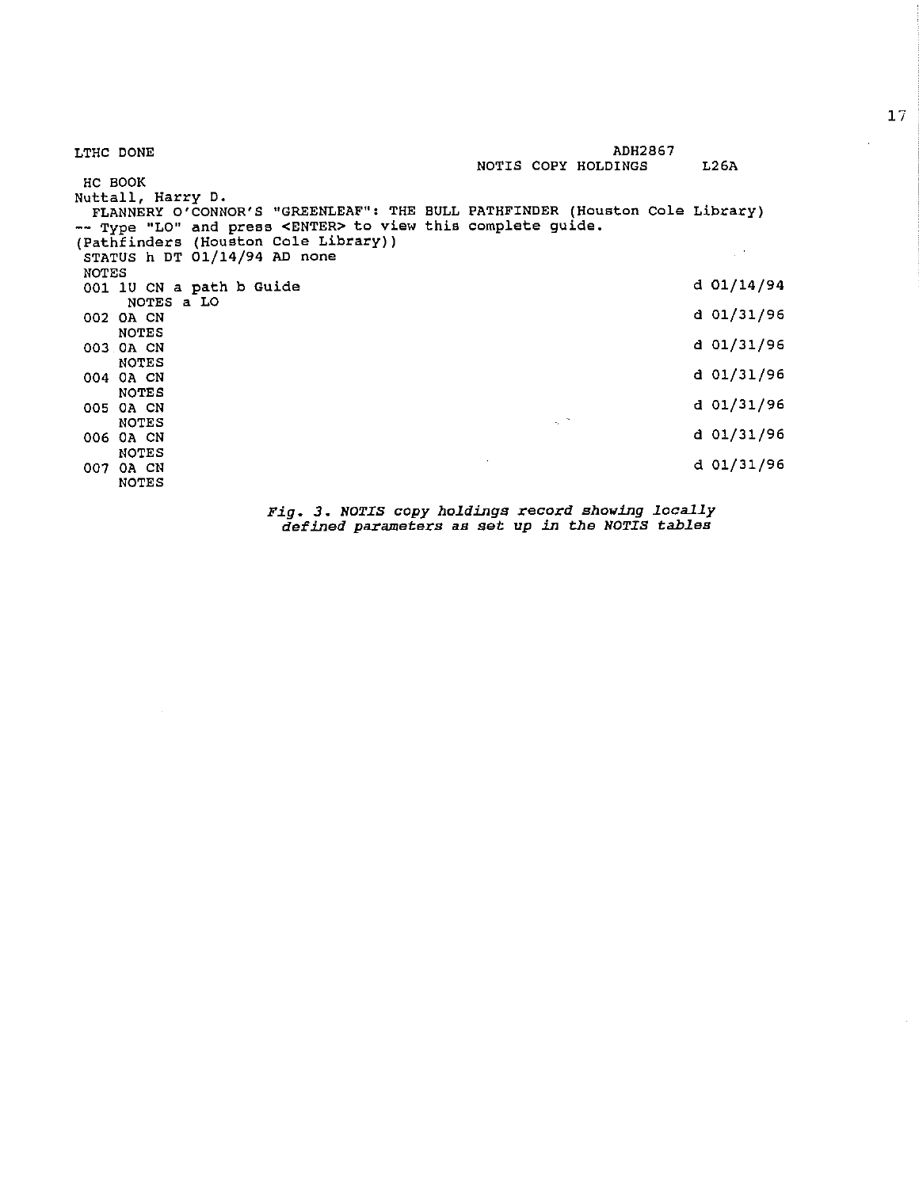```
LTHC DONE                                                   ADH2867
                                                  NOTIS COPY HOLDINGS      L26A
 HC BOOK
Nuttall, Harry D.
  FLANNERY O'CONNOR'S "GREENLEAF": THE BULL PATHFINDER (Houston Cole Library)
-- Type "LO" and press <ENTER> to view this complete guide.
(Pathfinders (Houston Cole Library))
 STATUS h DT 01/14/94 AD none
 NOTES
 001 1U CN a path b Guide                                         d 01/14/94
      NOTES a LO
 002 0A CN                                                        d 01/31/96
     NOTES
 003 0A CN                                                        d 01/31/96
     NOTES
 004 0A CN                                                        d 01/31/96
     NOTES
 005 0A CN                                                        d 01/31/96
     NOTES
 006 0A CN                                                        d 01/31/96
     NOTES
 007 0A CN                                                        d 01/31/96
     NOTES
```

*Fig. 3. NOTIS copy holdings record showing locally defined parameters as set up in the NOTIS tables*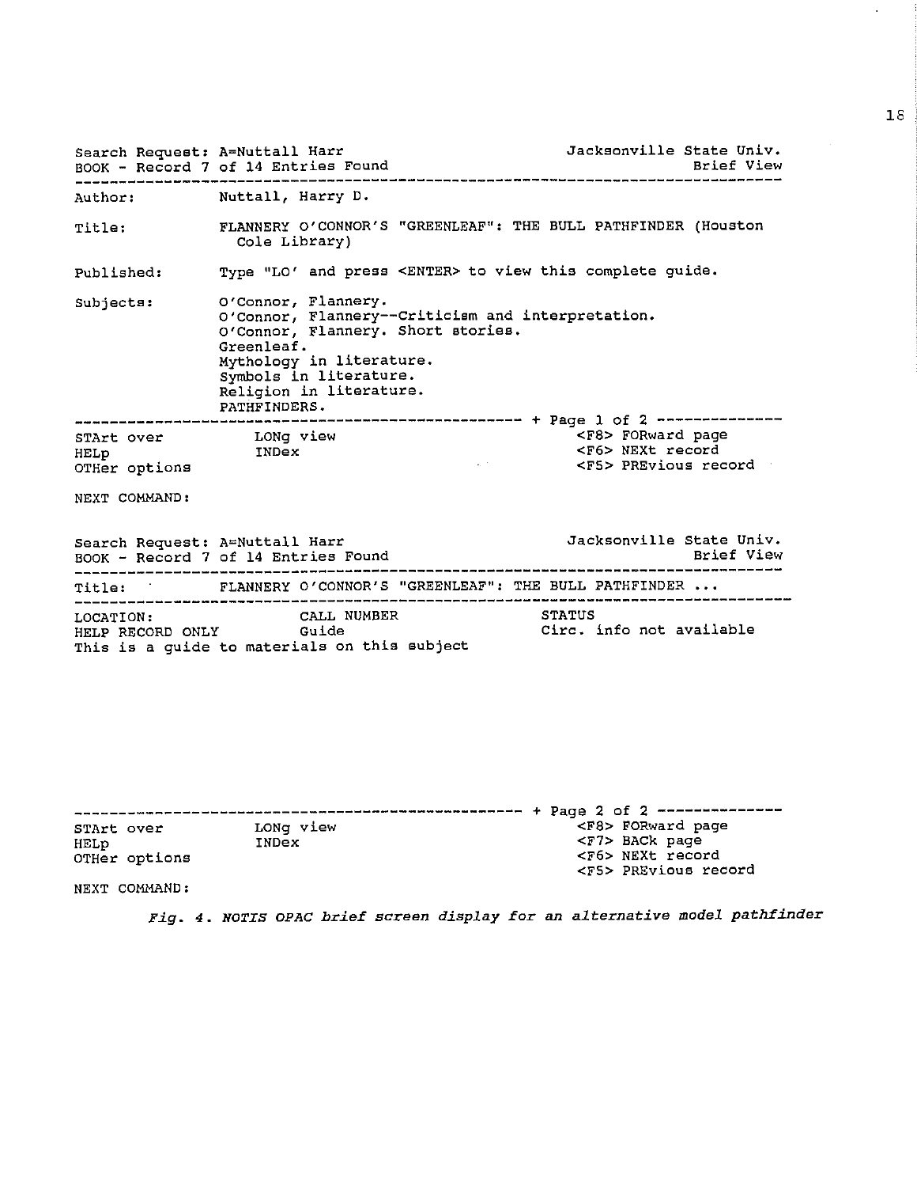```
Search Request: A=Nuttall Harr                          Jacksonville State Univ.
BOOK - Record 7 of 14 Entries Found                                  Brief View
--------------------------------------------------------------------------------
Author:         Nuttall, Harry D.

Title:          FLANNERY O'CONNOR'S "GREENLEAF": THE BULL PATHFINDER (Houston
                  Cole Library)

Published:      Type "LO' and press <ENTER> to view this complete guide.

Subjects:       O'Connor, Flannery.
                O'Connor, Flannery--Criticism and interpretation.
                O'Connor, Flannery. Short stories.
                Greenleaf.
                Mythology in literature.
                Symbols in literature.
                Religion in literature.
                PATHFINDERS.
-------------------------------------------------- + Page 1 of 2 --------------
STArt over          LONg view                           <F8> FORward page
HELp                INDex                               <F6> NEXt record
OTHer options                                           <F5> PREvious record

NEXT COMMAND:

Search Request: A=Nuttall Harr                          Jacksonville State Univ.
BOOK - Record 7 of 14 Entries Found                                  Brief View
--------------------------------------------------------------------------------
Title:          FLANNERY O'CONNOR'S "GREENLEAF": THE BULL PATHFINDER ...
--------------------------------------------------------------------------------
LOCATION:                CALL NUMBER                   STATUS
HELP RECORD ONLY         Guide                         Circ. info not available
This is a guide to materials on this subject







-------------------------------------------------- + Page 2 of 2 --------------
STArt over          LONg view                           <F8> FORward page
HELp                INDex                               <F7> BACk page
OTHer options                                           <F6> NEXt record
                                                        <F5> PREvious record
NEXT COMMAND:
```

*Fig. 4. NOTIS OPAC brief screen display for an alternative model pathfinder*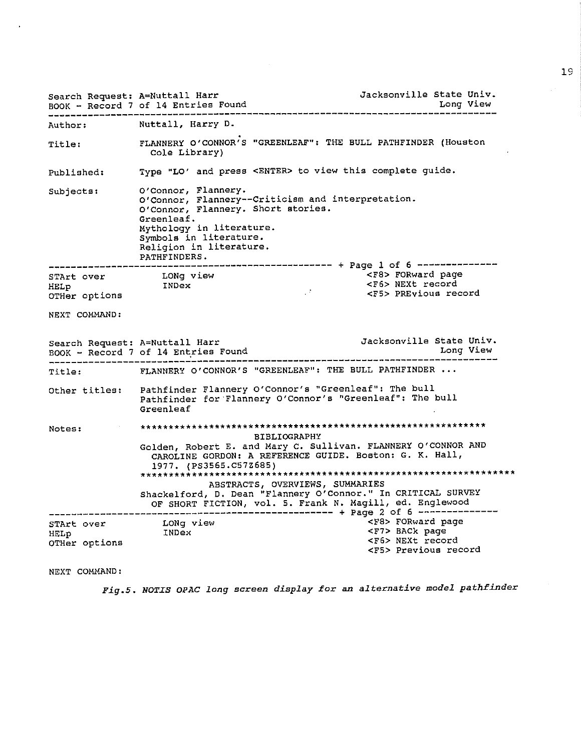```
Search Request: A=Nuttall Harr                          Jacksonville State Univ.
BOOK - Record 7 of 14 Entries Found                                    Long View
--------------------------------------------------------------------------------
Author:         Nuttall, Harry D.

Title:          FLANNERY O'CONNOR'S "GREENLEAF": THE BULL PATHFINDER (Houston
                  Cole Library)

Published:      Type "LO' and press <ENTER> to view this complete guide.

Subjects:       O'Connor, Flannery.
                O'Connor, Flannery--Criticism and interpretation.
                O'Connor, Flannery. Short stories.
                Greenleaf.
                Mythology in literature.
                Symbols in literature.
                Religion in literature.
                PATHFINDERS.
------------------------------------------------ + Page 1 of 6 --------------
STArt over          LONg view                          <F8> FORward page
HELp                INDex                              <F6> NEXt record
OTHer options                                          <F5> PREvious record

NEXT COMMAND:


Search Request: A=Nuttall Harr                          Jacksonville State Univ.
BOOK - Record 7 of 14 Entries Found                                    Long View
--------------------------------------------------------------------------------
Title:          FLANNERY O'CONNOR'S "GREENLEAF": THE BULL PATHFINDER ...

Other titles:   Pathfinder Flannery O'Connor's "Greenleaf": The bull
                Pathfinder for Flannery O'Connor's "Greenleaf": The bull
                Greenleaf

Notes:          ************************************************************
                                  BIBLIOGRAPHY
                Golden, Robert E. and Mary C. Sullivan. FLANNERY O'CONNOR AND
                  CAROLINE GORDON: A REFERENCE GUIDE. Boston: G. K. Hall,
                  1977. (PS3565.C57Z685)
                ****************************************************************
                          ABSTRACTS, OVERVIEWS, SUMMARIES
                Shackelford, D. Dean "Flannery O'Connor." In CRITICAL SURVEY
                  OF SHORT FICTION, vol. 5. Frank N. Magill, ed. Englewood
------------------------------------------------ + Page 2 of 6 --------------
STArt over          LONg view                          <F8> FORward page
HELp                INDex                              <F7> BACk page
OTHer options                                          <F6> NEXt record
                                                       <F5> Previous record

NEXT COMMAND:
```

*Fig.5. NOTIS OPAC long screen display for an alternative model pathfinder*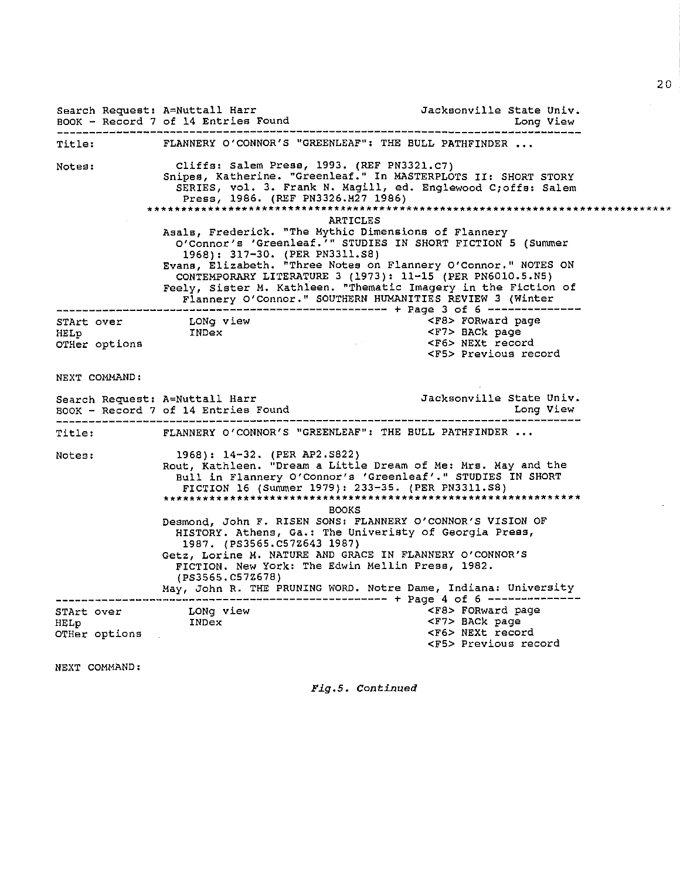```
Search Request: A=Nuttall Harr                          Jacksonville State Univ.
BOOK - Record 7 of 14 Entries Found                                    Long View
--------------------------------------------------------------------------------
Title:          FLANNERY O'CONNOR'S "GREENLEAF": THE BULL PATHFINDER ...

Notes:            Cliffs: Salem Press, 1993. (REF PN3321.C7)
                Snipes, Katherine. "Greenleaf." In MASTERPLOTS II: SHORT STORY
                  SERIES, vol. 3. Frank N. Magill, ed. Englewood C;offs: Salem
                   Press, 1986. (REF PN3326.M27 1986)
              *****************************************************************************
                                         ARTICLES
                Asals, Frederick. "The Mythic Dimensions of Flannery
                  O'Connor's 'Greenleaf.'" STUDIES IN SHORT FICTION 5 (Summer
                   1968): 317-30. (PER PN3311.S8)
                Evans, Elizabeth. "Three Notes on Flannery O'Connor." NOTES ON
                  CONTEMPORARY LITERATURE 3 (1973): 11-15 (PER PN6010.5.N5)
                Feely, Sister M. Kathleen. "Thematic Imagery in the Fiction of
                  Flannery O'Connor." SOUTHERN HUMANITIES REVIEW 3 (Winter
--------------------------------------------------- + Page 3 of 6 --------------
STArt over          LONg view                           <F8> FORward page
HELp                INDex                               <F7> BACk page
OTHer options                                           <F6> NEXt record
                                                        <F5> Previous record

NEXT COMMAND:

Search Request: A=Nuttall Harr                          Jacksonville State Univ.
BOOK - Record 7 of 14 Entries Found                                    Long View
--------------------------------------------------------------------------------
Title:          FLANNERY O'CONNOR'S "GREENLEAF": THE BULL PATHFINDER ...

Notes:            1968): 14-32. (PER AP2.S822)
                Rout, Kathleen. "Dream a Little Dream of Me: Mrs. May and the
                  Bull in Flannery O'Connor's 'Greenleaf'." STUDIES IN SHORT
                   FICTION 16 (Summer 1979): 233-35. (PER PN3311.S8)
                **************************************************************
                                         BOOKS
                Desmond, John F. RISEN SONS: FLANNERY O'CONNOR'S VISION OF
                  HISTORY. Athens, Ga.: The Univeristy of Georgia Press,
                   1987. (PS3565.C57Z643 1987)
                Getz, Lorine M. NATURE AND GRACE IN FLANNERY O'CONNOR'S
                  FICTION. New York: The Edwin Mellin Press, 1982.
                  (PS3565.C57Z678)
                May, John R. THE PRUNING WORD. Notre Dame, Indiana: University
--------------------------------------------------- + Page 4 of 6 --------------
STArt over          LONg view                           <F8> FORward page
HELp                INDex                               <F7> BACk page
OTHer options                                           <F6> NEXt record
                                                        <F5> Previous record

NEXT COMMAND:
```

*Fig.5. Continued*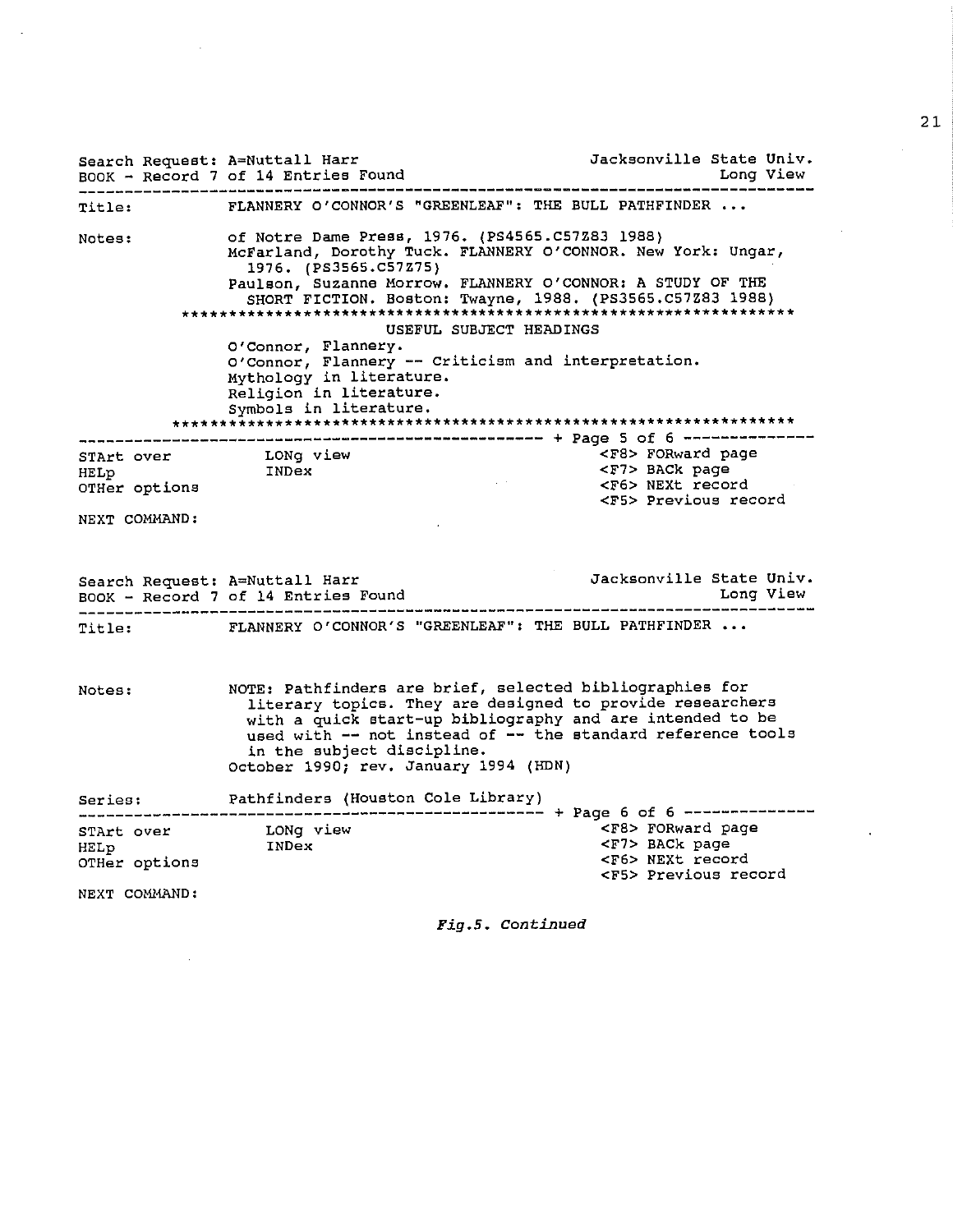```
Search Request: A=Nuttall Harr                              Jacksonville State Univ.
BOOK - Record 7 of 14 Entries Found                                        Long View
------------------------------------------------------------------------------------
Title:            FLANNERY O'CONNOR'S "GREENLEAF": THE BULL PATHFINDER ...

Notes:            of Notre Dame Press, 1976. (PS4565.C57Z83 1988)
                  McFarland, Dorothy Tuck. FLANNERY O'CONNOR. New York: Ungar,
                    1976. (PS3565.C57Z75)
                  Paulson, Suzanne Morrow. FLANNERY O'CONNOR: A STUDY OF THE
                    SHORT FICTION. Boston: Twayne, 1988. (PS3565.C57Z83 1988)
          ******************************************************************
                              USEFUL SUBJECT HEADINGS
                  O'Connor, Flannery.
                  O'Connor, Flannery -- Criticism and interpretation.
                  Mythology in literature.
                  Religion in literature.
                  Symbols in literature.
          ******************************************************************
--------------------------------------------------- + Page 5 of 6 --------------
STArt over          LONg view                            <F8> FORward page
HELp                INDex                                <F7> BACk page
OTHer options                                            <F6> NEXt record
                                                         <F5> Previous record
NEXT COMMAND:
```

```
Search Request: A=Nuttall Harr                              Jacksonville State Univ.
BOOK - Record 7 of 14 Entries Found                                        Long View
------------------------------------------------------------------------------------
Title:            FLANNERY O'CONNOR'S "GREENLEAF": THE BULL PATHFINDER ...


Notes:            NOTE: Pathfinders are brief, selected bibliographies for
                    literary topics. They are designed to provide researchers
                    with a quick start-up bibliography and are intended to be
                    used with -- not instead of -- the standard reference tools
                    in the subject discipline.
                  October 1990; rev. January 1994 (HDN)

Series:           Pathfinders (Houston Cole Library)
--------------------------------------------------- + Page 6 of 6 --------------
STArt over          LONg view                            <F8> FORward page
HELp                INDex                                <F7> BACk page
OTHer options                                            <F6> NEXt record
                                                         <F5> Previous record
NEXT COMMAND:
```

*Fig.5. Continued*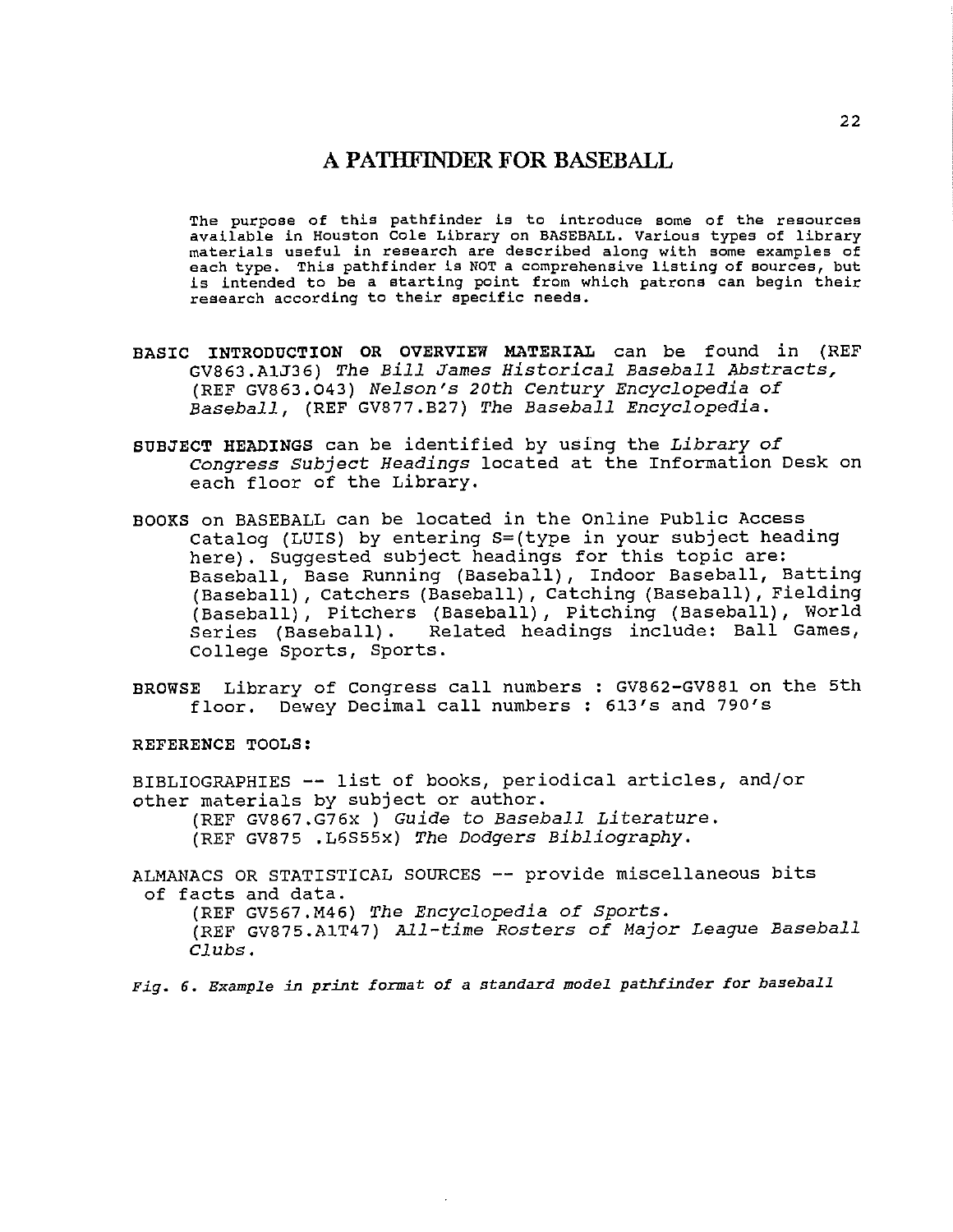# A PATHFINDER FOR BASEBALL

The purpose of this pathfinder is to introduce some of the resources available in Houston Cole Library on BASEBALL. Various types of library materials useful in research are described along with some examples of each type. This pathfinder is NOT a comprehensive listing of sources, but is intended to be a starting point from which patrons can begin their research according to their specific needs.

**BASIC INTRODUCTION OR OVERVIEW MATERIAL** can be found in (REF GV863.A1J36) *The Bill James Historical Baseball Abstracts,* (REF GV863.O43) *Nelson's 20th Century Encyclopedia of Baseball*, (REF GV877.B27) *The Baseball Encyclopedia*.

**SUBJECT HEADINGS** can be identified by using the *Library of Congress Subject Headings* located at the Information Desk on each floor of the Library.

BOOKS on BASEBALL can be located in the Online Public Access Catalog (LUIS) by entering S=(type in your subject heading here). Suggested subject headings for this topic are: Baseball, Base Running (Baseball), Indoor Baseball, Batting (Baseball), Catchers (Baseball), Catching (Baseball), Fielding (Baseball), Pitchers (Baseball), Pitching (Baseball), World Series (Baseball). Related headings include: Ball Games, College Sports, Sports.

BROWSE Library of Congress call numbers : GV862-GV881 on the 5th floor. Dewey Decimal call numbers : 613's and 790's

REFERENCE TOOLS:

BIBLIOGRAPHIES -- list of books, periodical articles, and/or other materials by subject or author.
(REF GV867.G76x ) *Guide to Baseball Literature*.
(REF GV875 .L6S55x) *The Dodgers Bibliography*.

ALMANACS OR STATISTICAL SOURCES -- provide miscellaneous bits of facts and data.
(REF GV567.M46) *The Encyclopedia of Sports*.
(REF GV875.A1T47) *All-time Rosters of Major League Baseball Clubs*.

*Fig. 6. Example in print format of a standard model pathfinder for baseball*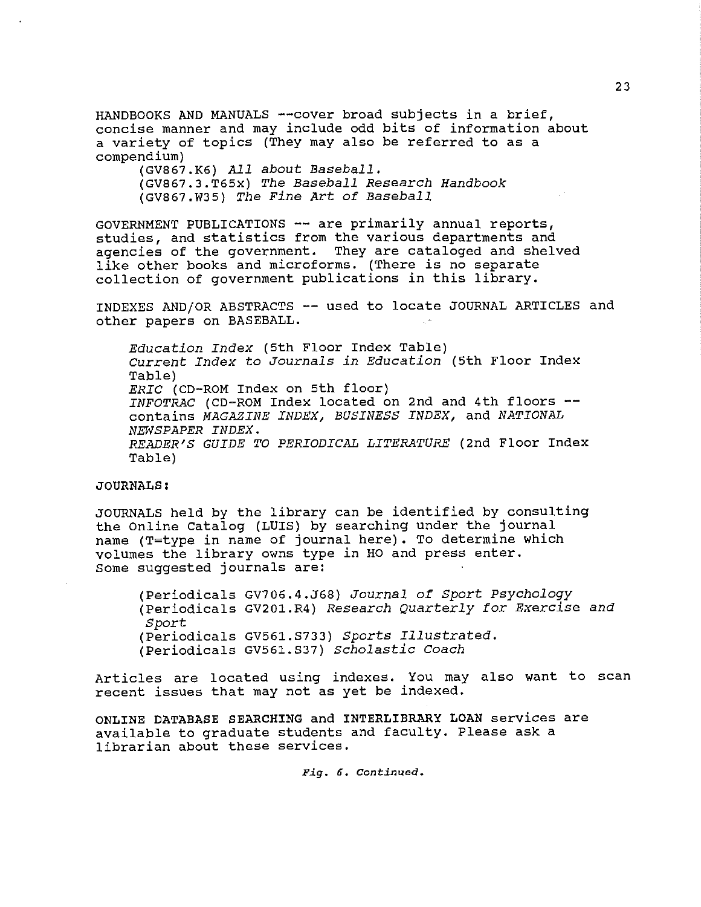HANDBOOKS AND MANUALS --cover broad subjects in a brief, concise manner and may include odd bits of information about a variety of topics (They may also be referred to as a compendium)

(GV867.K6) *All about Baseball.*
(GV867.3.T65x) *The Baseball Research Handbook*
(GV867.W35) *The Fine Art of Baseball*

GOVERNMENT PUBLICATIONS -- are primarily annual reports, studies, and statistics from the various departments and agencies of the government. They are cataloged and shelved like other books and microforms. (There is no separate collection of government publications in this library.

INDEXES AND/OR ABSTRACTS -- used to locate JOURNAL ARTICLES and other papers on BASEBALL.

*Education Index* (5th Floor Index Table)
*Current Index to Journals in Education* (5th Floor Index Table)
*ERIC* (CD-ROM Index on 5th floor)
*INFOTRAC* (CD-ROM Index located on 2nd and 4th floors -- contains *MAGAZINE INDEX, BUSINESS INDEX,* and *NATIONAL NEWSPAPER INDEX.*
*READER'S GUIDE TO PERIODICAL LITERATURE* (2nd Floor Index Table)

**JOURNALS:**

JOURNALS held by the library can be identified by consulting the Online Catalog (LUIS) by searching under the journal name (T=type in name of journal here). To determine which volumes the library owns type in HO and press enter. Some suggested journals are:

(Periodicals GV706.4.J68) *Journal of Sport Psychology*
(Periodicals GV201.R4) *Research Quarterly for Exercise and Sport*
(Periodicals GV561.S733) *Sports Illustrated.*
(Periodicals GV561.S37) *Scholastic Coach*

Articles are located using indexes. You may also want to scan recent issues that may not as yet be indexed.

**ONLINE DATABASE SEARCHING** and **INTERLIBRARY LOAN** services are available to graduate students and faculty. Please ask a librarian about these services.

*Fig. 6. Continued.*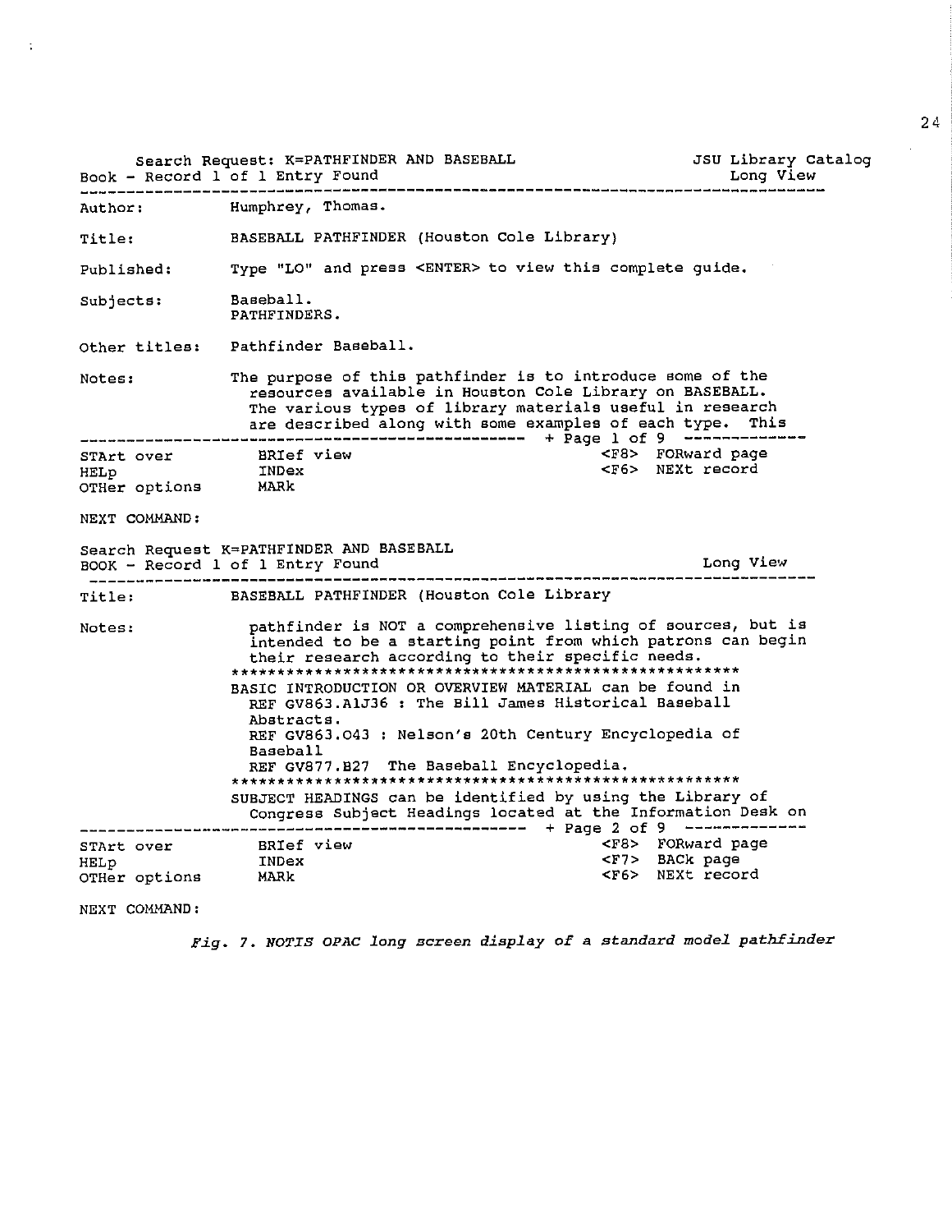```
     Search Request: K=PATHFINDER AND BASEBALL                   JSU Library Catalog
Book - Record 1 of 1 Entry Found                                       Long View
--------------------------------------------------------------------------------
Author:        Humphrey, Thomas.

Title:         BASEBALL PATHFINDER (Houston Cole Library)

Published:     Type "LO" and press <ENTER> to view this complete guide.

Subjects:      Baseball.
               PATHFINDERS.

Other titles:  Pathfinder Baseball.

Notes:         The purpose of this pathfinder is to introduce some of the
                 resources available in Houston Cole Library on BASEBALL.
                 The various types of library materials useful in research
                 are described along with some examples of each type.  This
---------------------------------------------- + Page 1 of 9 -------------
STArt over       BRIef view                        <F8>  FORward page
HELp             INDex                             <F6>  NEXt record
OTHer options    MARk

NEXT COMMAND:

Search Request K=PATHFINDER AND BASEBALL
BOOK - Record 1 of 1 Entry Found                                  Long View
--------------------------------------------------------------------------------
Title:         BASEBALL PATHFINDER (Houston Cole Library

Notes:           pathfinder is NOT a comprehensive listing of sources, but is
                 intended to be a starting point from which patrons can begin
                 their research according to their specific needs.
               ******************************************************
               BASIC INTRODUCTION OR OVERVIEW MATERIAL can be found in
                 REF GV863.A1J36 : The Bill James Historical Baseball
                 Abstracts.
                 REF GV863.O43 : Nelson's 20th Century Encyclopedia of
                 Baseball
                 REF GV877.B27  The Baseball Encyclopedia.
               ******************************************************
               SUBJECT HEADINGS can be identified by using the Library of
                 Congress Subject Headings located at the Information Desk on
---------------------------------------------- + Page 2 of 9 -------------
STArt over       BRIef view                        <F8>  FORward page
HELp             INDex                             <F7>  BACk page
OTHer options    MARk                              <F6>  NEXt record

NEXT COMMAND:
```

*Fig. 7. NOTIS OPAC long screen display of a standard model pathfinder*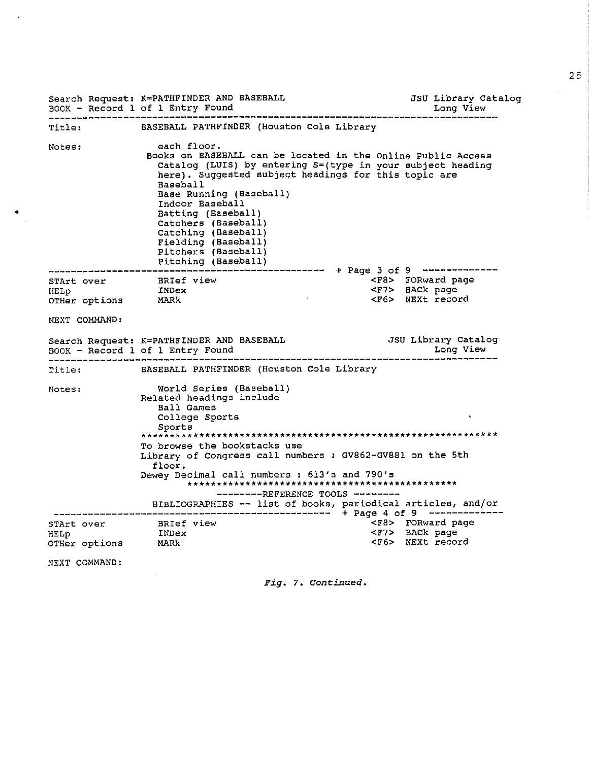```
Search Request: K=PATHFINDER AND BASEBALL                    JSU Library Catalog
BOOK - Record 1 of 1 Entry Found                                       Long View
--------------------------------------------------------------------------------
Title:          BASEBALL PATHFINDER (Houston Cole Library

Notes:            each floor.
                 Books on BASEBALL can be located in the Online Public Access
                   Catalog (LUIS) by entering S=(type in your subject heading
                   here). Suggested subject headings for this topic are
                   Baseball
                   Base Running (Baseball)
                   Indoor Baseball
                   Batting (Baseball)
                   Catchers (Baseball)
                   Catching (Baseball)
                   Fielding (Baseball)
                   Pitchers (Baseball)
                   Pitching (Baseball)
------------------------------------------------- + Page 3 of 9 -------------
STArt over         BRIef view                            <F8>  FORward page
HELp               INDex                                 <F7>  BACk page
OTHer options      MARk                                  <F6>  NEXt record

NEXT COMMAND:

Search Request: K=PATHFINDER AND BASEBALL                    JSU Library Catalog
BOOK - Record 1 of 1 Entry Found                                       Long View
--------------------------------------------------------------------------------
Title:          BASEBALL PATHFINDER (Houston Cole Library

Notes:            World Series (Baseball)
                Related headings include
                  Ball Games
                  College Sports
                  Sports
                ***************************************************************
                To browse the bookstacks use
                Library of Congress call numbers : GV862-GV881 on the 5th
                  floor.
                Dewey Decimal call numbers : 613's and 790's
                        *********************************************
                           --------REFERENCE TOOLS --------
                  BIBLIOGRAPHIES -- list of books, periodical articles, and/or
------------------------------------------------- + Page 4 of 9 -------------
STArt over         BRIef view                            <F8>  FORward page
HELp               INDex                                 <F7>  BACk page
OTHer options      MARk                                  <F6>  NEXt record

NEXT COMMAND:
```

*Fig. 7. Continued.*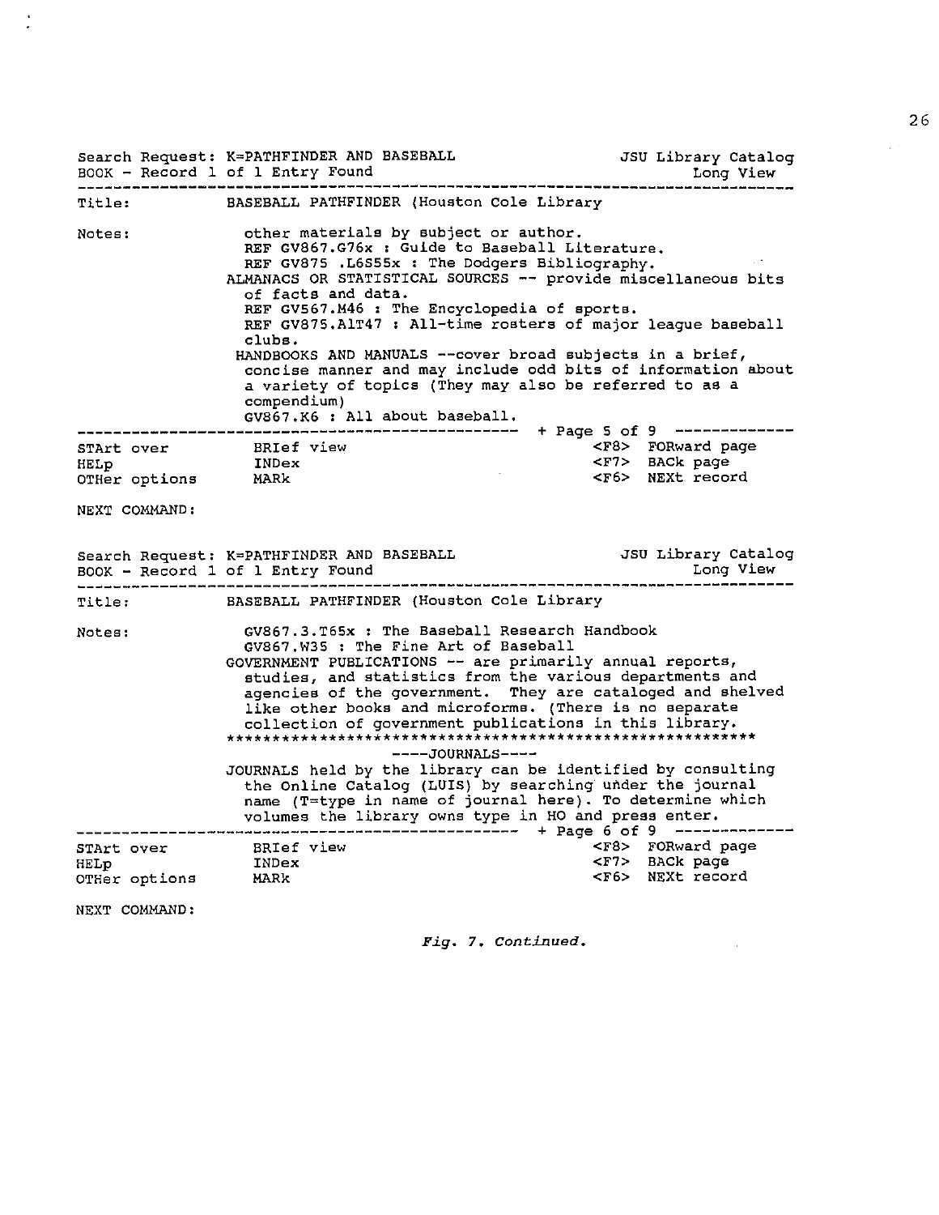```
Search Request: K=PATHFINDER AND BASEBALL                    JSU Library Catalog
BOOK - Record 1 of 1 Entry Found                                       Long View
--------------------------------------------------------------------------------
Title:          BASEBALL PATHFINDER (Houston Cole Library

Notes:            other materials by subject or author.
                  REF GV867.G76x : Guide to Baseball Literature.
                  REF GV875 .L6S55x : The Dodgers Bibliography.
                ALMANACS OR STATISTICAL SOURCES -- provide miscellaneous bits
                  of facts and data.
                  REF GV567.M46 : The Encyclopedia of sports.
                  REF GV875.A1T47 : All-time rosters of major league baseball
                  clubs.
                 HANDBOOKS AND MANUALS --cover broad subjects in a brief,
                  concise manner and may include odd bits of information about
                  a variety of topics (They may also be referred to as a
                  compendium)
                  GV867.K6 : All about baseball.
---------------------------------------------- + Page 5 of 9 -------------
STArt over          BRIef view                            <F8>  FORward page
HELp                INDex                                 <F7>  BACk page
OTHer options       MARk                                  <F6>  NEXt record

NEXT COMMAND:
```

```
Search Request: K=PATHFINDER AND BASEBALL                    JSU Library Catalog
BOOK - Record 1 of 1 Entry Found                                       Long View
--------------------------------------------------------------------------------
Title:          BASEBALL PATHFINDER (Houston Cole Library

Notes:            GV867.3.T65x : The Baseball Research Handbook
                  GV867.W35 : The Fine Art of Baseball
                GOVERNMENT PUBLICATIONS -- are primarily annual reports,
                  studies, and statistics from the various departments and
                  agencies of the government.  They are cataloged and shelved
                  like other books and microforms. (There is no separate
                  collection of government publications in this library.
                ***********************************************************
                              ----JOURNALS----
                JOURNALS held by the library can be identified by consulting
                  the Online Catalog (LUIS) by searching under the journal
                  name (T=type in name of journal here). To determine which
                  volumes the library owns type in HO and press enter.
---------------------------------------------- + Page 6 of 9 -------------
STArt over          BRIef view                            <F8>  FORward page
HELp                INDex                                 <F7>  BACk page
OTHer options       MARk                                  <F6>  NEXt record

NEXT COMMAND:
```

*Fig. 7. Continued.*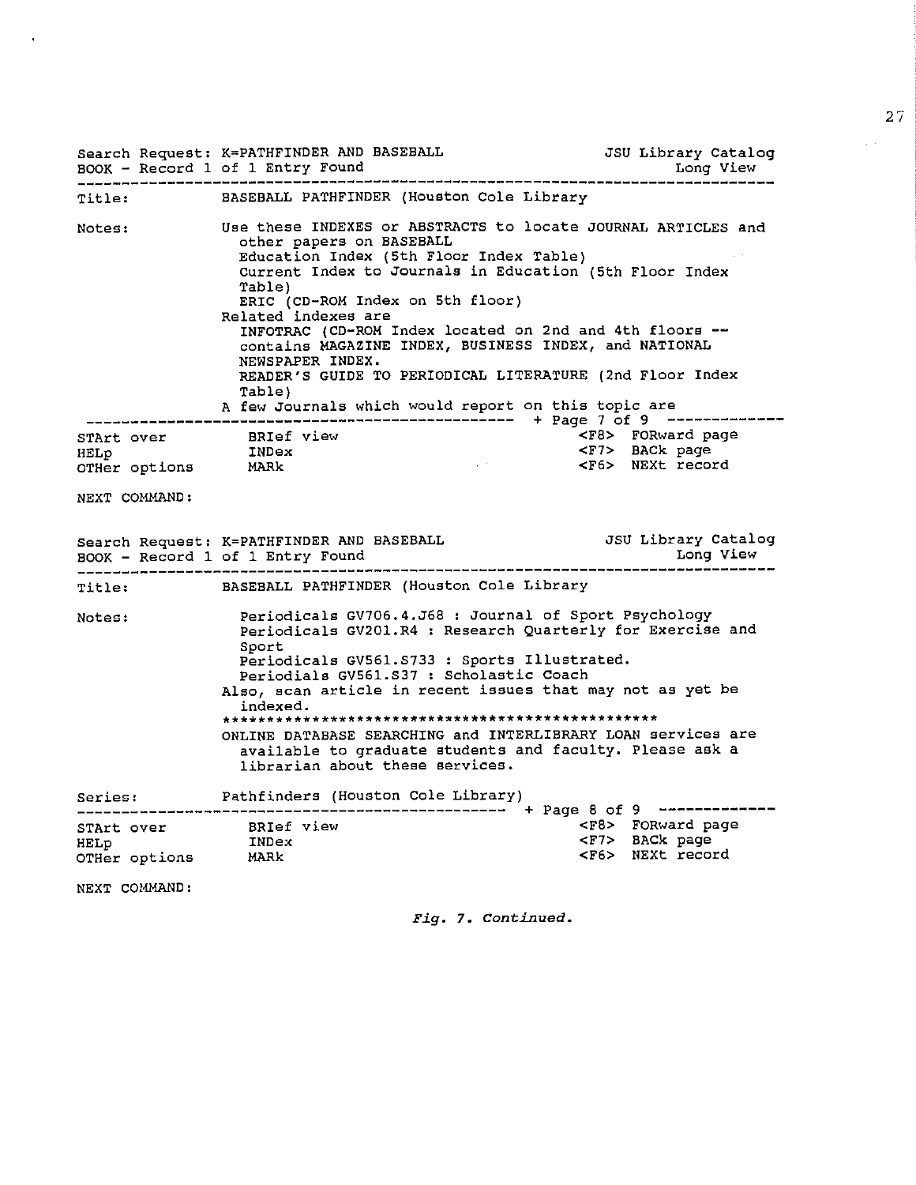```
Search Request: K=PATHFINDER AND BASEBALL                JSU Library Catalog
BOOK - Record 1 of 1 Entry Found                                  Long View
-----------------------------------------------------------------------------
Title:          BASEBALL PATHFINDER (Houston Cole Library

Notes:          Use these INDEXES or ABSTRACTS to locate JOURNAL ARTICLES and
                  other papers on BASEBALL
                  Education Index (5th Floor Index Table)
                  Current Index to Journals in Education (5th Floor Index
                  Table)
                  ERIC (CD-ROM Index on 5th floor)
                Related indexes are
                  INFOTRAC (CD-ROM Index located on 2nd and 4th floors --
                  contains MAGAZINE INDEX, BUSINESS INDEX, and NATIONAL
                  NEWSPAPER INDEX.
                  READER'S GUIDE TO PERIODICAL LITERATURE (2nd Floor Index
                  Table)
                A few Journals which would report on this topic are
 --------------------------------------------- + Page 7 of 9 -------------
STArt over          BRIef view                          <F8>  FORward page
HELp                INDex                               <F7>  BACk page
OTHer options       MARk                                <F6>  NEXt record

NEXT COMMAND:
```

```
Search Request: K=PATHFINDER AND BASEBALL                JSU Library Catalog
BOOK - Record 1 of 1 Entry Found                                  Long View
-----------------------------------------------------------------------------
Title:          BASEBALL PATHFINDER (Houston Cole Library

Notes:            Periodicals GV706.4.J68 : Journal of Sport Psychology
                  Periodicals GV201.R4 : Research Quarterly for Exercise and
                  Sport
                  Periodicals GV561.S733 : Sports Illustrated.
                  Periodials GV561.S37 : Scholastic Coach
                Also, scan article in recent issues that may not as yet be
                  indexed.
                *************************************************
                ONLINE DATABASE SEARCHING and INTERLIBRARY LOAN services are
                  available to graduate students and faculty. Please ask a
                  librarian about these services.

Series:         Pathfinders (Houston Cole Library)
--------------------------------------------- + Page 8 of 9 -------------
STArt over          BRIef view                          <F8>  FORward page
HELp                INDex                               <F7>  BACk page
OTHer options       MARk                                <F6>  NEXt record

NEXT COMMAND:
```

*Fig. 7. Continued.*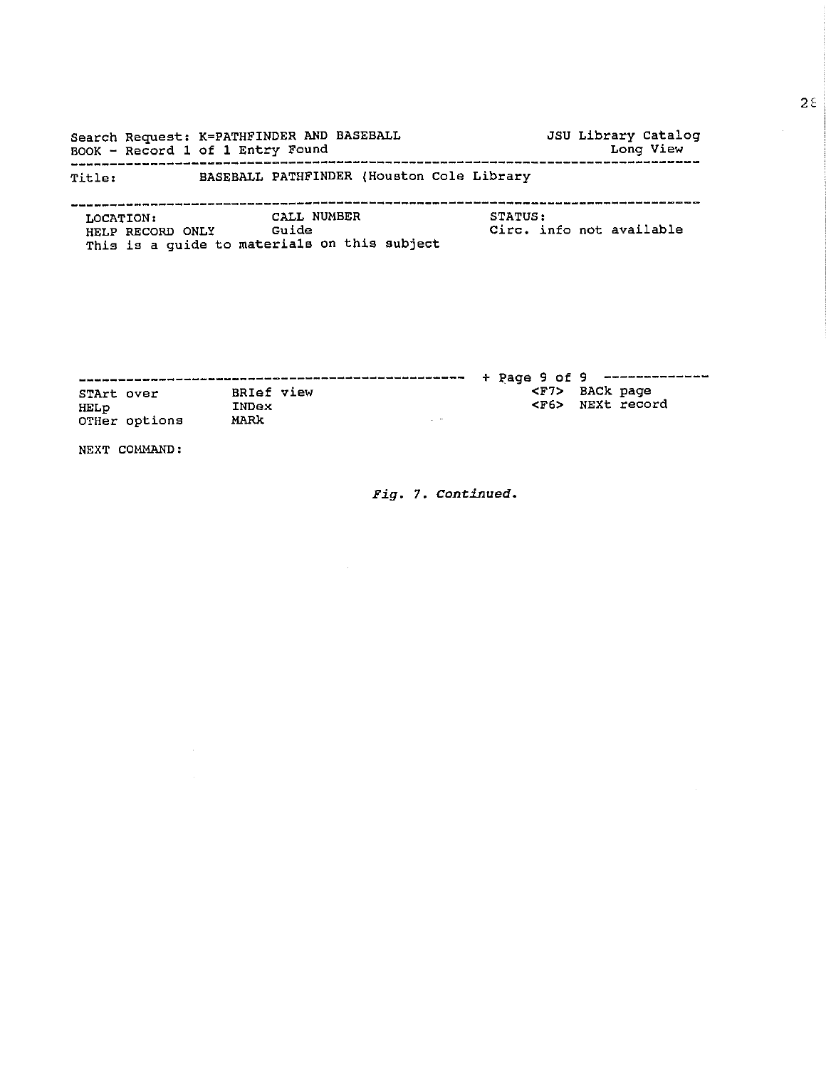```
Search Request: K=PATHFINDER AND BASEBALL                    JSU Library Catalog
BOOK - Record 1 of 1 Entry Found                                      Long View
-------------------------------------------------------------------------------
Title:          BASEBALL PATHFINDER (Houston Cole Library

-------------------------------------------------------------------------------
 LOCATION:             CALL NUMBER                  STATUS:
 HELP RECORD ONLY      Guide                        Circ. info not available
 This is a guide to materials on this subject




-------------------------------------------------  + Page 9 of 9  -------------
STArt over          BRIef view                           <F7>  BACk page
HELp                INDex                                <F6>  NEXt record
OTHer options       MARk

NEXT COMMAND:
```

*Fig. 7. Continued.*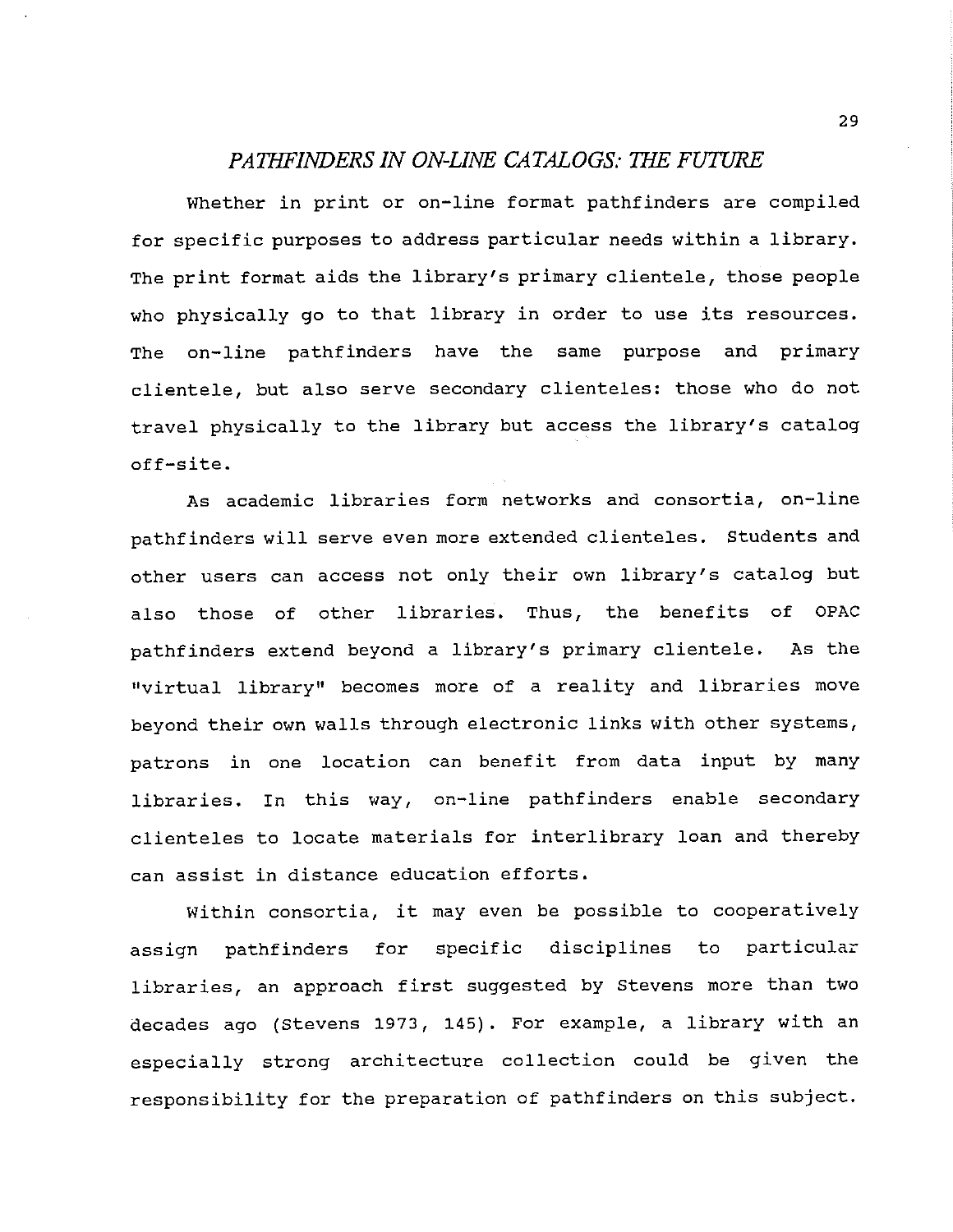## *PATHFINDERS IN ON-LINE CATALOGS: THE FUTURE*

Whether in print or on-line format pathfinders are compiled for specific purposes to address particular needs within a library. The print format aids the library's primary clientele, those people who physically go to that library in order to use its resources. The on-line pathfinders have the same purpose and primary clientele, but also serve secondary clienteles: those who do not travel physically to the library but access the library's catalog off-site.

As academic libraries form networks and consortia, on-line pathfinders will serve even more extended clienteles. Students and other users can access not only their own library's catalog but also those of other libraries. Thus, the benefits of OPAC pathfinders extend beyond a library's primary clientele. As the "virtual library" becomes more of a reality and libraries move beyond their own walls through electronic links with other systems, patrons in one location can benefit from data input by many libraries. In this way, on-line pathfinders enable secondary clienteles to locate materials for interlibrary loan and thereby can assist in distance education efforts.

Within consortia, it may even be possible to cooperatively assign pathfinders for specific disciplines to particular libraries, an approach first suggested by Stevens more than two decades ago (Stevens 1973, 145). For example, a library with an especially strong architecture collection could be given the responsibility for the preparation of pathfinders on this subject.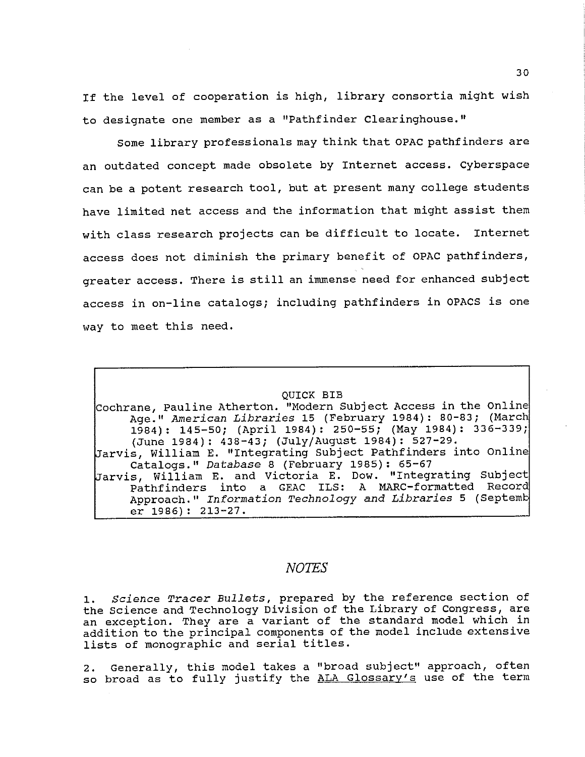If the level of cooperation is high, library consortia might wish to designate one member as a "Pathfinder Clearinghouse."

Some library professionals may think that OPAC pathfinders are an outdated concept made obsolete by Internet access. Cyberspace can be a potent research tool, but at present many college students have limited net access and the information that might assist them with class research projects can be difficult to locate. Internet access does not diminish the primary benefit of OPAC pathfinders, greater access. There is still an immense need for enhanced subject access in on-line catalogs; including pathfinders in OPACS is one way to meet this need.

QUICK BIB

Cochrane, Pauline Atherton. "Modern Subject Access in the Online Age." *American Libraries* 15 (February 1984): 80-83; (March 1984): 145-50; (April 1984): 250-55; (May 1984): 336-339; (June 1984): 438-43; (July/August 1984): 527-29.

Jarvis, William E. "Integrating Subject Pathfinders into Online Catalogs." *Database* 8 (February 1985): 65-67

Jarvis, William E. and Victoria E. Dow. "Integrating Subject Pathfinders into a GEAC ILS: A MARC-formatted Record Approach." *Information Technology and Libraries* 5 (September 1986): 213-27.

## *NOTES*

1. *Science Tracer Bullets*, prepared by the reference section of the Science and Technology Division of the Library of Congress, are an exception. They are a variant of the standard model which in addition to the principal components of the model include extensive lists of monographic and serial titles.

2. Generally, this model takes a "broad subject" approach, often so broad as to fully justify the ALA Glossary's use of the term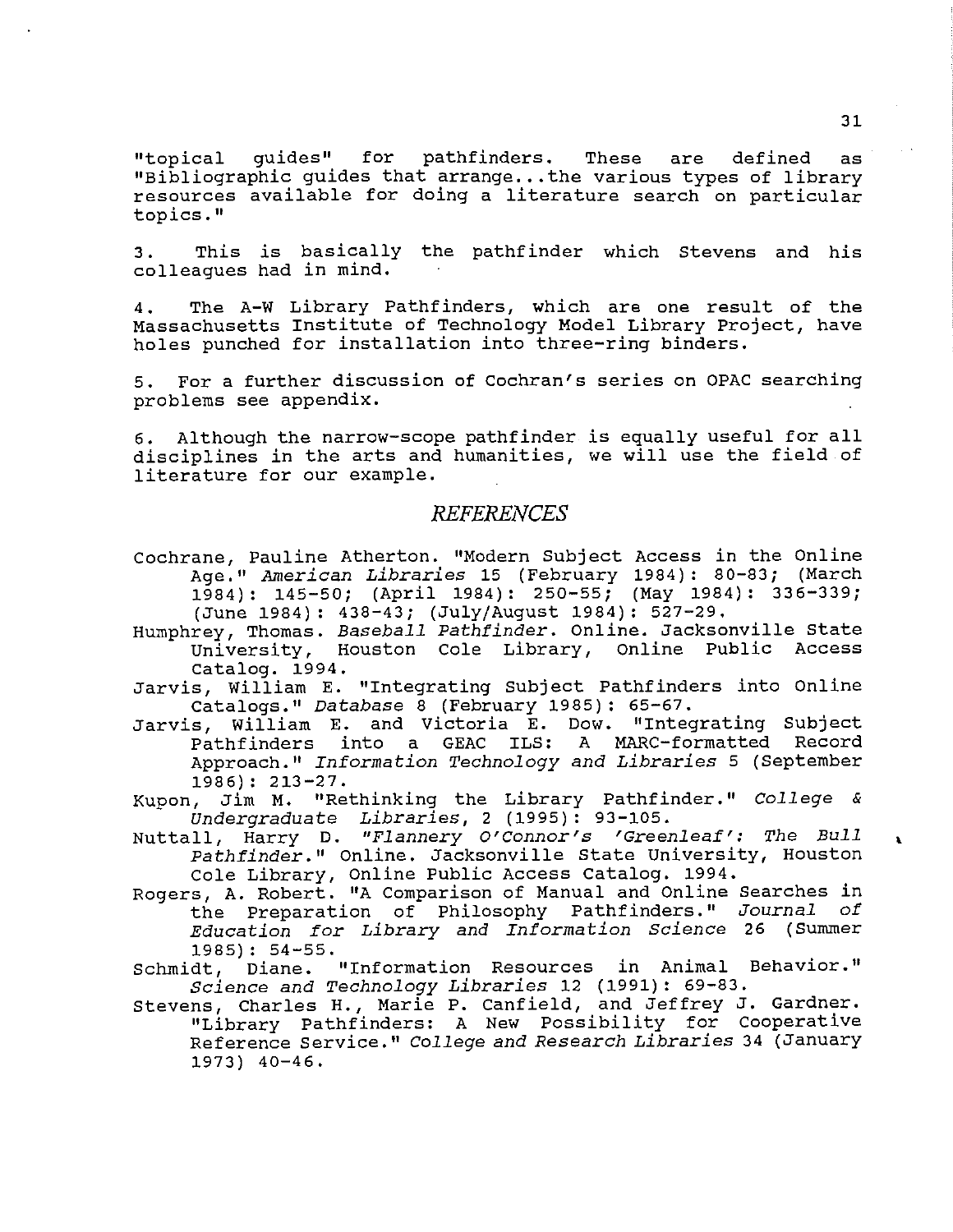"topical guides" for pathfinders. These are defined as "Bibliographic guides that arrange...the various types of library resources available for doing a literature search on particular topics."

3. This is basically the pathfinder which Stevens and his colleagues had in mind.

4. The A-W Library Pathfinders, which are one result of the Massachusetts Institute of Technology Model Library Project, have holes punched for installation into three-ring binders.

5. For a further discussion of Cochran's series on OPAC searching problems see appendix.

6. Although the narrow-scope pathfinder is equally useful for all disciplines in the arts and humanities, we will use the field of literature for our example.

## *REFERENCES*

Cochrane, Pauline Atherton. "Modern Subject Access in the Online Age." *American Libraries* 15 (February 1984): 80-83; (March 1984): 145-50; (April 1984): 250-55; (May 1984): 336-339; (June 1984): 438-43; (July/August 1984): 527-29.

Humphrey, Thomas. *Baseball Pathfinder*. Online. Jacksonville State University, Houston Cole Library, Online Public Access Catalog. 1994.

Jarvis, William E. "Integrating Subject Pathfinders into Online Catalogs." *Database* 8 (February 1985): 65-67.

Jarvis, William E. and Victoria E. Dow. "Integrating Subject Pathfinders into a GEAC ILS: A MARC-formatted Record Approach." *Information Technology and Libraries* 5 (September 1986): 213-27.

Kupon, Jim M. "Rethinking the Library Pathfinder." *College & Undergraduate Libraries*, 2 (1995): 93-105.

Nuttall, Harry D. *"Flannery O'Connor's 'Greenleaf': The Bull Pathfinder."* Online. Jacksonville State University, Houston Cole Library, Online Public Access Catalog. 1994.

Rogers, A. Robert. "A Comparison of Manual and Online Searches in the Preparation of Philosophy Pathfinders." *Journal of Education for Library and Information Science* 26 (Summer 1985): 54-55.

Schmidt, Diane. "Information Resources in Animal Behavior." *Science and Technology Libraries* 12 (1991): 69-83.

Stevens, Charles H., Marie P. Canfield, and Jeffrey J. Gardner. "Library Pathfinders: A New Possibility for Cooperative Reference Service." *College and Research Libraries* 34 (January 1973) 40-46.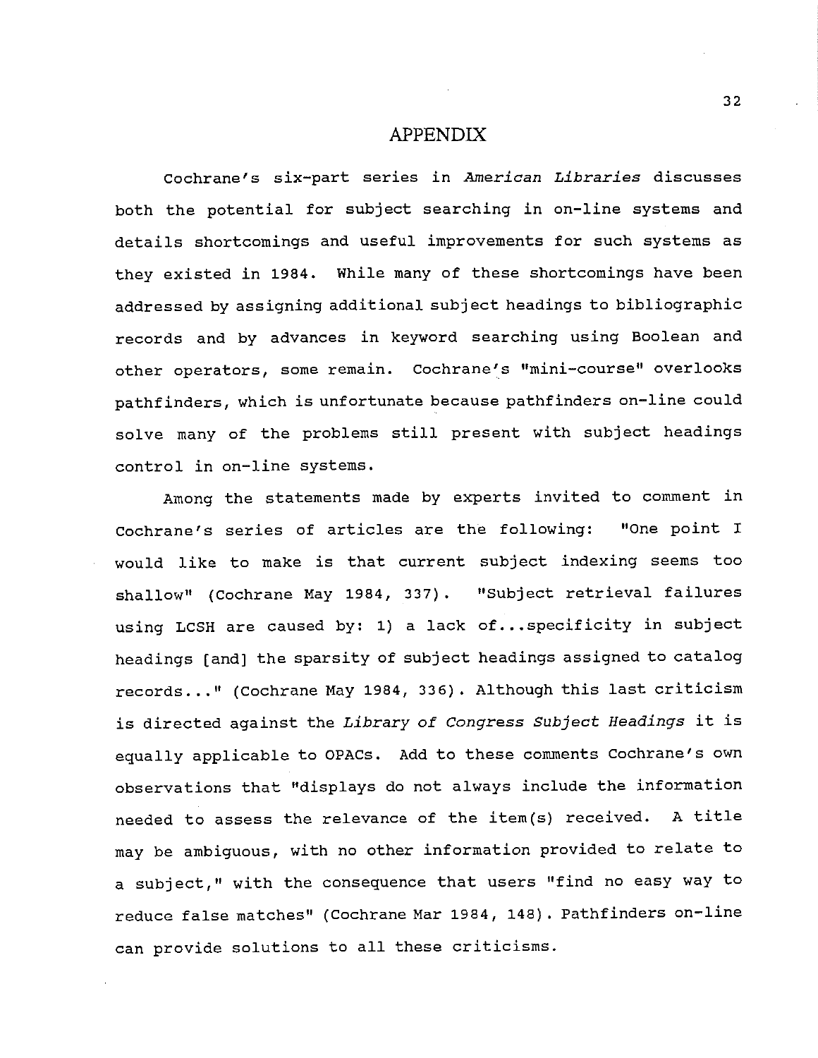# APPENDIX

Cochrane's six-part series in *American Libraries* discusses both the potential for subject searching in on-line systems and details shortcomings and useful improvements for such systems as they existed in 1984. While many of these shortcomings have been addressed by assigning additional subject headings to bibliographic records and by advances in keyword searching using Boolean and other operators, some remain. Cochrane's "mini-course" overlooks pathfinders, which is unfortunate because pathfinders on-line could solve many of the problems still present with subject headings control in on-line systems.

Among the statements made by experts invited to comment in Cochrane's series of articles are the following: "One point I would like to make is that current subject indexing seems too shallow" (Cochrane May 1984, 337). "Subject retrieval failures using LCSH are caused by: 1) a lack of...specificity in subject headings [and] the sparsity of subject headings assigned to catalog records..." (Cochrane May 1984, 336). Although this last criticism is directed against the *Library of Congress Subject Headings* it is equally applicable to OPACs. Add to these comments Cochrane's own observations that "displays do not always include the information needed to assess the relevance of the item(s) received. A title may be ambiguous, with no other information provided to relate to a subject," with the consequence that users "find no easy way to reduce false matches" (Cochrane Mar 1984, 148). Pathfinders on-line can provide solutions to all these criticisms.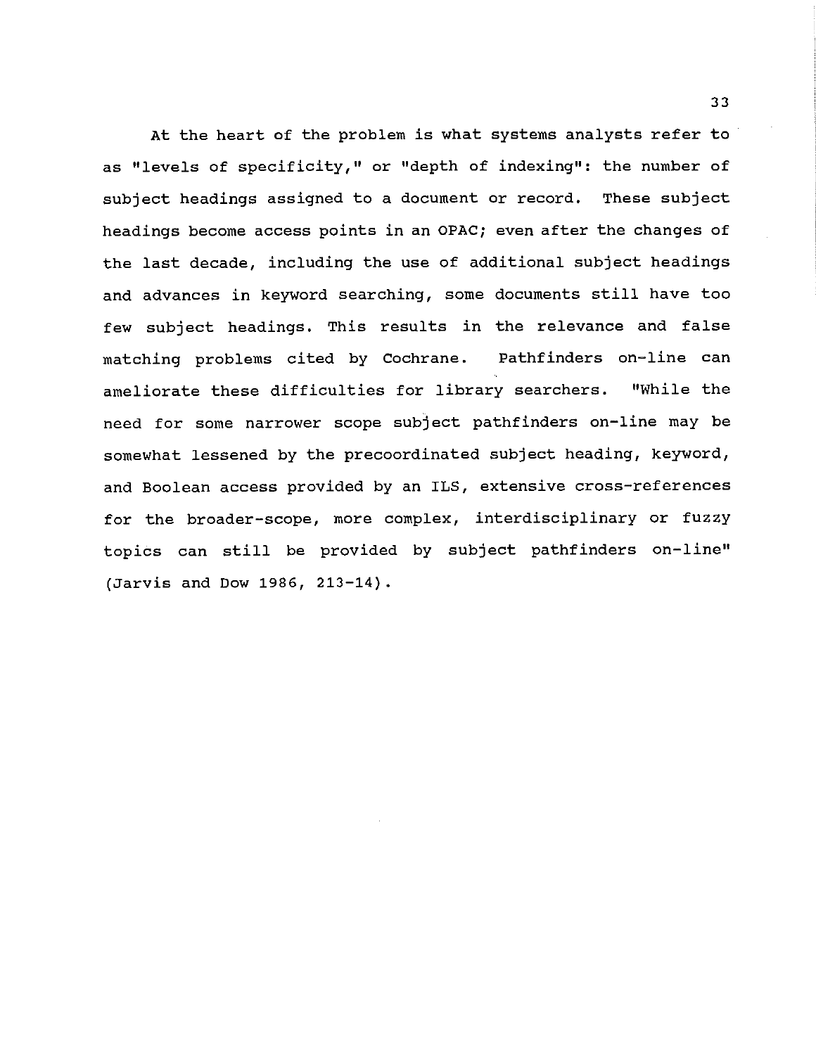At the heart of the problem is what systems analysts refer to as "levels of specificity," or "depth of indexing": the number of subject headings assigned to a document or record. These subject headings become access points in an OPAC; even after the changes of the last decade, including the use of additional subject headings and advances in keyword searching, some documents still have too few subject headings. This results in the relevance and false matching problems cited by Cochrane. Pathfinders on-line can ameliorate these difficulties for library searchers. "While the need for some narrower scope subject pathfinders on-line may be somewhat lessened by the precoordinated subject heading, keyword, and Boolean access provided by an ILS, extensive cross-references for the broader-scope, more complex, interdisciplinary or fuzzy topics can still be provided by subject pathfinders on-line" (Jarvis and Dow 1986, 213-14).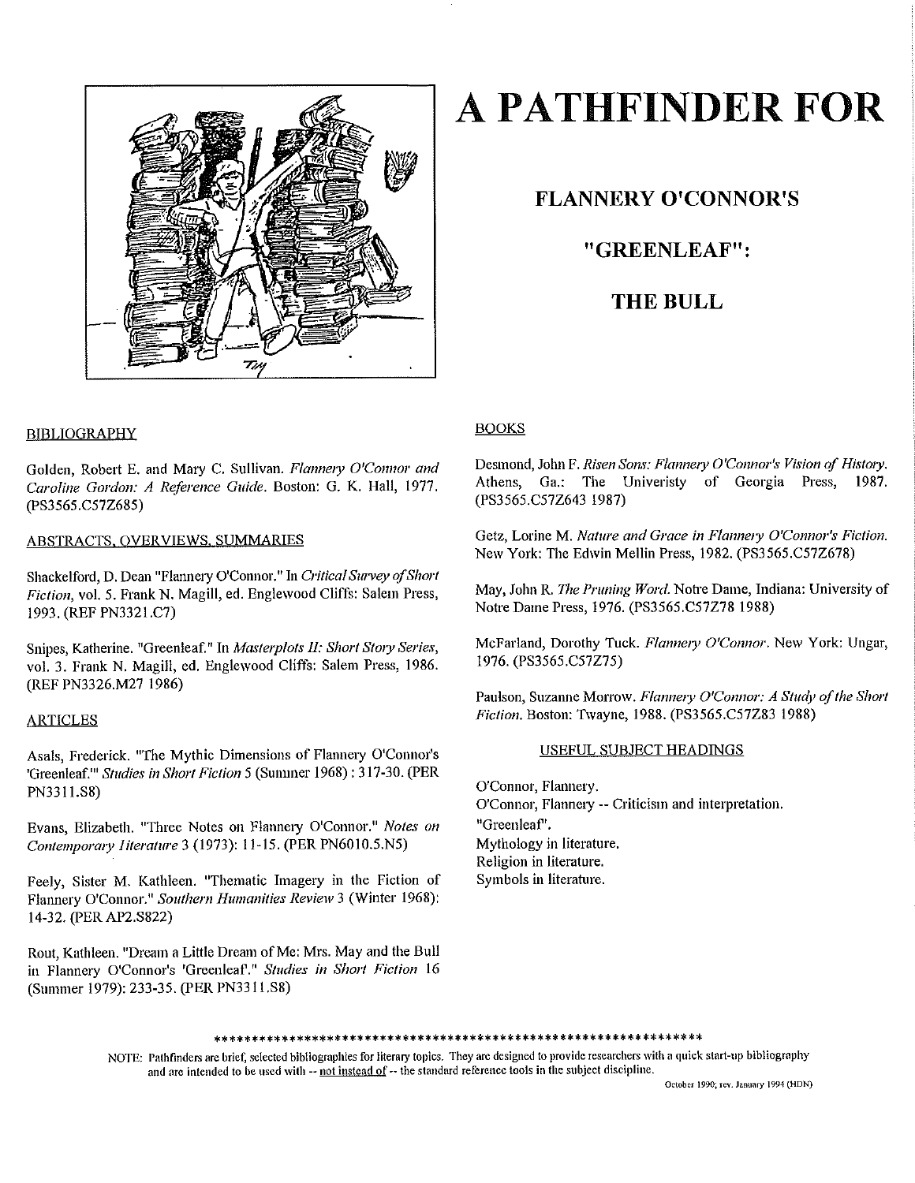# A PATHFINDER FOR

## FLANNERY O'CONNOR'S

## "GREENLEAF":

## THE BULL

### BIBLIOGRAPHY

Golden, Robert E. and Mary C. Sullivan. *Flannery O'Connor and Caroline Gordon: A Reference Guide*. Boston: G. K. Hall, 1977. (PS3565.C57Z685)

### ABSTRACTS, OVERVIEWS, SUMMARIES

Shackelford, D. Dean "Flannery O'Connor." In *Critical Survey of Short Fiction*, vol. 5. Frank N. Magill, ed. Englewood Cliffs: Salem Press, 1993. (REF PN3321.C7)

Snipes, Katherine. "Greenleaf." In *Masterplots II: Short Story Series*, vol. 3. Frank N. Magill, ed. Englewood Cliffs: Salem Press, 1986. (REF PN3326.M27 1986)

### ARTICLES

Asals, Frederick. "The Mythic Dimensions of Flannery O'Connor's 'Greenleaf.'" *Studies in Short Fiction* 5 (Summer 1968) : 317-30. (PER PN3311.S8)

Evans, Elizabeth. "Three Notes on Flannery O'Connor." *Notes on Contemporary Literature* 3 (1973): 11-15. (PER PN6010.5.N5)

Feely, Sister M. Kathleen. "Thematic Imagery in the Fiction of Flannery O'Connor." *Southern Humanities Review* 3 (Winter 1968): 14-32. (PER AP2.S822)

Rout, Kathleen. "Dream a Little Dream of Me: Mrs. May and the Bull in Flannery O'Connor's 'Greenleaf.'" *Studies in Short Fiction* 16 (Summer 1979): 233-35. (PER PN3311.S8)

### BOOKS

Desmond, John F. *Risen Sons: Flannery O'Connor's Vision of History*. Athens, Ga.: The Univeristy of Georgia Press, 1987. (PS3565.C57Z643 1987)

Getz, Lorine M. *Nature and Grace in Flannery O'Connor's Fiction*. New York: The Edwin Mellin Press, 1982. (PS3565.C57Z678)

May, John R. *The Pruning Word*. Notre Dame, Indiana: University of Notre Dame Press, 1976. (PS3565.C57Z78 1988)

McFarland, Dorothy Tuck. *Flannery O'Connor*. New York: Ungar, 1976. (PS3565.C57Z75)

Paulson, Suzanne Morrow. *Flannery O'Connor: A Study of the Short Fiction*. Boston: Twayne, 1988. (PS3565.C57Z83 1988)

### USEFUL SUBJECT HEADINGS

O'Connor, Flannery.
O'Connor, Flannery -- Criticism and interpretation.
"Greenleaf".
Mythology in literature.
Religion in literature.
Symbols in literature.

NOTE: Pathfinders are brief, selected bibliographies for literary topics. They are designed to provide researchers with a quick start-up bibliography and are intended to be used with -- not instead of -- the standard reference tools in the subject discipline.

October 1990; rev. January 1994 (HDN)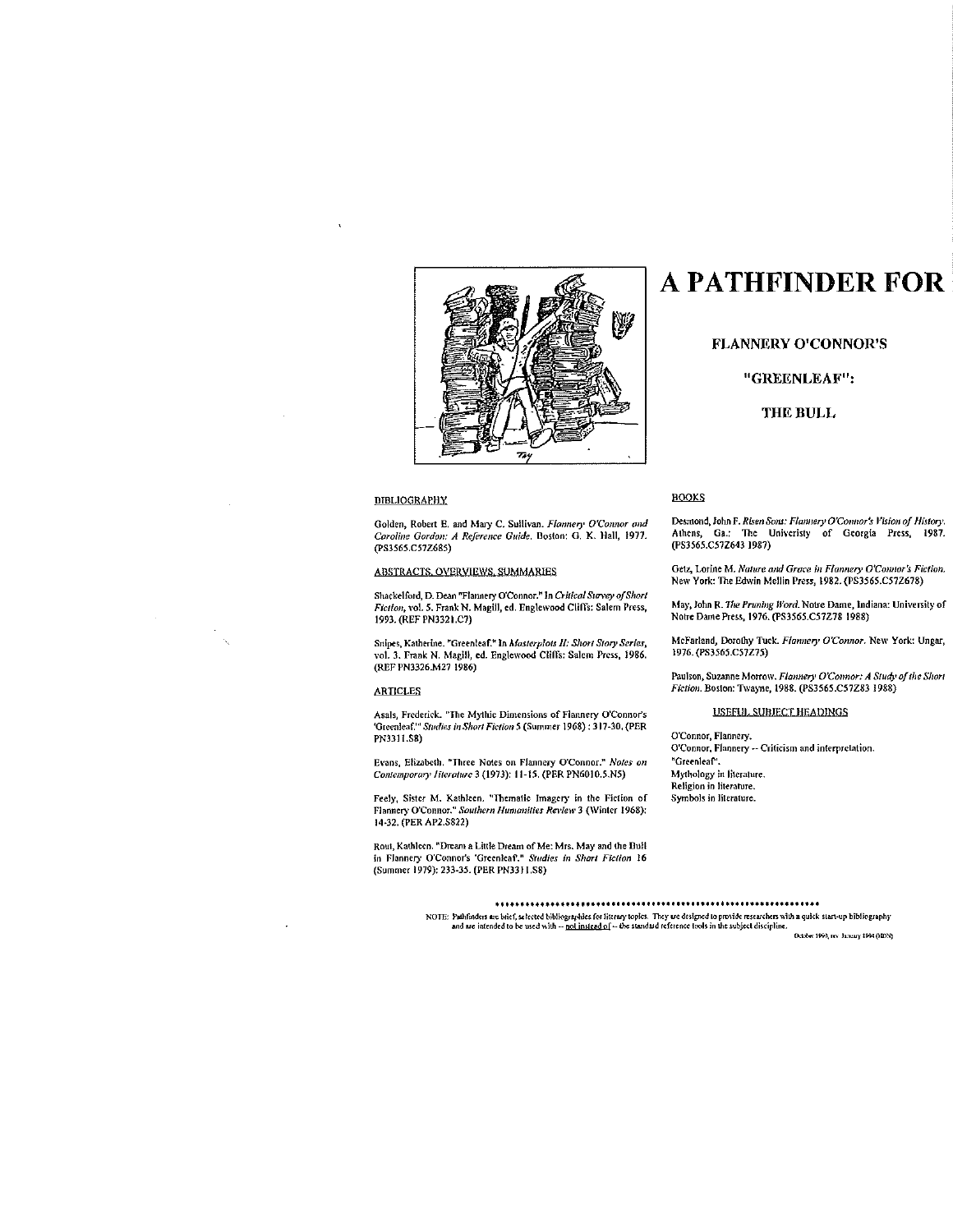# A PATHFINDER FOR

### FLANNERY O'CONNOR'S

### "GREENLEAF":

### THE BULL

BIBLIOGRAPHY

Golden, Robert E. and Mary C. Sullivan. *Flannery O'Connor and Caroline Gordon: A Reference Guide*. Boston: G. K. Hall, 1977. (PS3565.C57Z685)

ABSTRACTS, OVERVIEWS, SUMMARIES

Shackelford, D. Dean "Flannery O'Connor." In *Critical Survey of Short Fiction*, vol. 5. Frank N. Magill, ed. Englewood Cliffs: Salem Press, 1993. (REF PN3321.C7)

Snipes, Katherine. "Greenleaf." In *Masterplots II: Short Story Series*, vol. 3. Frank N. Magill, ed. Englewood Cliffs: Salem Press, 1986. (REF PN3326.M27 1986)

ARTICLES

Asals, Frederick. "The Mythic Dimensions of Flannery O'Connor's 'Greenleaf.'" *Studies in Short Fiction* 5 (Summer 1968) : 317-30. (PER PN3311.S8)

Evans, Elizabeth. "Three Notes on Flannery O'Connor." *Notes on Contemporary literature* 3 (1973): 11-15. (PER PN6010.5.N5)

Feely, Sister M. Kathleen. "Thematic Imagery in the Fiction of Flannery O'Connor." *Southern Humanities Review* 3 (Winter 1968): 14-32. (PER AP2.S822)

Rout, Kathleen. "Dream a Little Dream of Me: Mrs. May and the Bull in Flannery O'Connor's 'Greenleaf'." *Studies in Short Fiction* 16 (Summer 1979): 233-35. (PER PN3311.S8)

BOOKS

Desmond, John F. *Risen Sons: Flannery O'Connor's Vision of History*. Athens, Ga.: The University of Georgia Press, 1987. (PS3565.C57Z643 1987)

Getz, Lorine M. *Nature and Grace in Flannery O'Connor's Fiction*. New York: The Edwin Mellin Press, 1982. (PS3565.C57Z678)

May, John R. *The Pruning Word*. Notre Dame, Indiana: University of Notre Dame Press, 1976. (PS3565.C57Z78 1988)

McFarland, Dorothy Tuck. *Flannery O'Connor*. New York: Ungar, 1976. (PS3565.C57Z75)

Paulson, Suzanne Morrow. *Flannery O'Connor: A Study of the Short Fiction*. Boston: Twayne, 1988. (PS3565.C57Z83 1988)

USEFUL SUBJECT HEADINGS

O'Connor, Flannery.
O'Connor, Flannery -- Criticism and interpretation.
"Greenleaf".
Mythology in literature.
Religion in literature.
Symbols in literature.

NOTE: Pathfinders are brief, selected bibliographies for literary topics. They are designed to provide researchers with a quick start-up bibliography and are intended to be used with -- not instead of -- the standard reference tools in the subject discipline.

October 1993, rev. January 1994 (HDN)